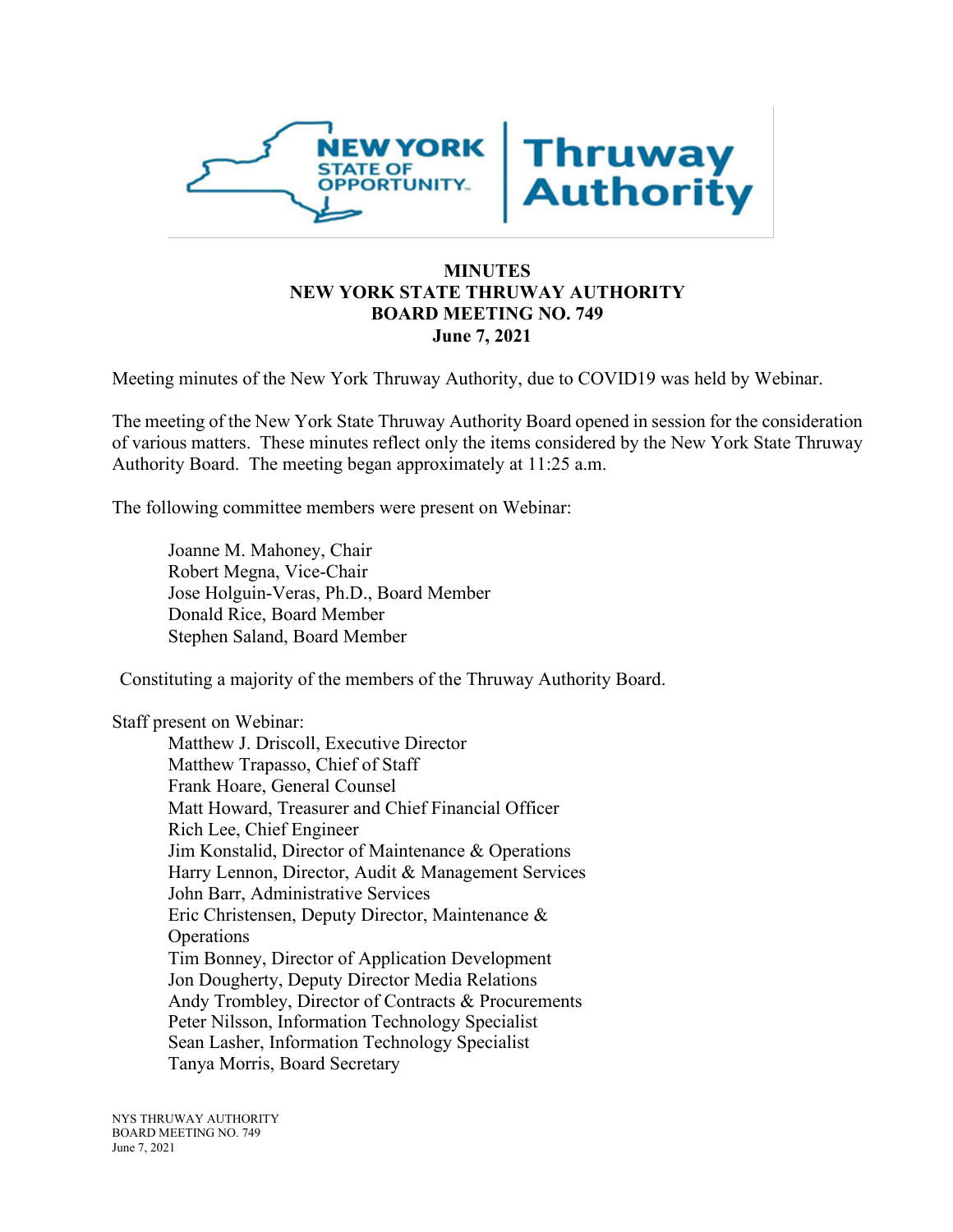# MINUTES
# NEW YORK STATE THRUWAY AUTHORITY
# BOARD MEETING NO. 749
# June 7, 2021

Meeting minutes of the New York Thruway Authority, due to COVID19 was held by Webinar.

The meeting of the New York State Thruway Authority Board opened in session for the consideration of various matters. These minutes reflect only the items considered by the New York State Thruway Authority Board. The meeting began approximately at 11:25 a.m.

The following committee members were present on Webinar:

Joanne M. Mahoney, Chair
Robert Megna, Vice-Chair
Jose Holguin-Veras, Ph.D., Board Member
Donald Rice, Board Member
Stephen Saland, Board Member

Constituting a majority of the members of the Thruway Authority Board.

Staff present on Webinar:

Matthew J. Driscoll, Executive Director
Matthew Trapasso, Chief of Staff
Frank Hoare, General Counsel
Matt Howard, Treasurer and Chief Financial Officer
Rich Lee, Chief Engineer
Jim Konstalid, Director of Maintenance & Operations
Harry Lennon, Director, Audit & Management Services
John Barr, Administrative Services
Eric Christensen, Deputy Director, Maintenance & Operations
Tim Bonney, Director of Application Development
Jon Dougherty, Deputy Director Media Relations
Andy Trombley, Director of Contracts & Procurements
Peter Nilsson, Information Technology Specialist
Sean Lasher, Information Technology Specialist
Tanya Morris, Board Secretary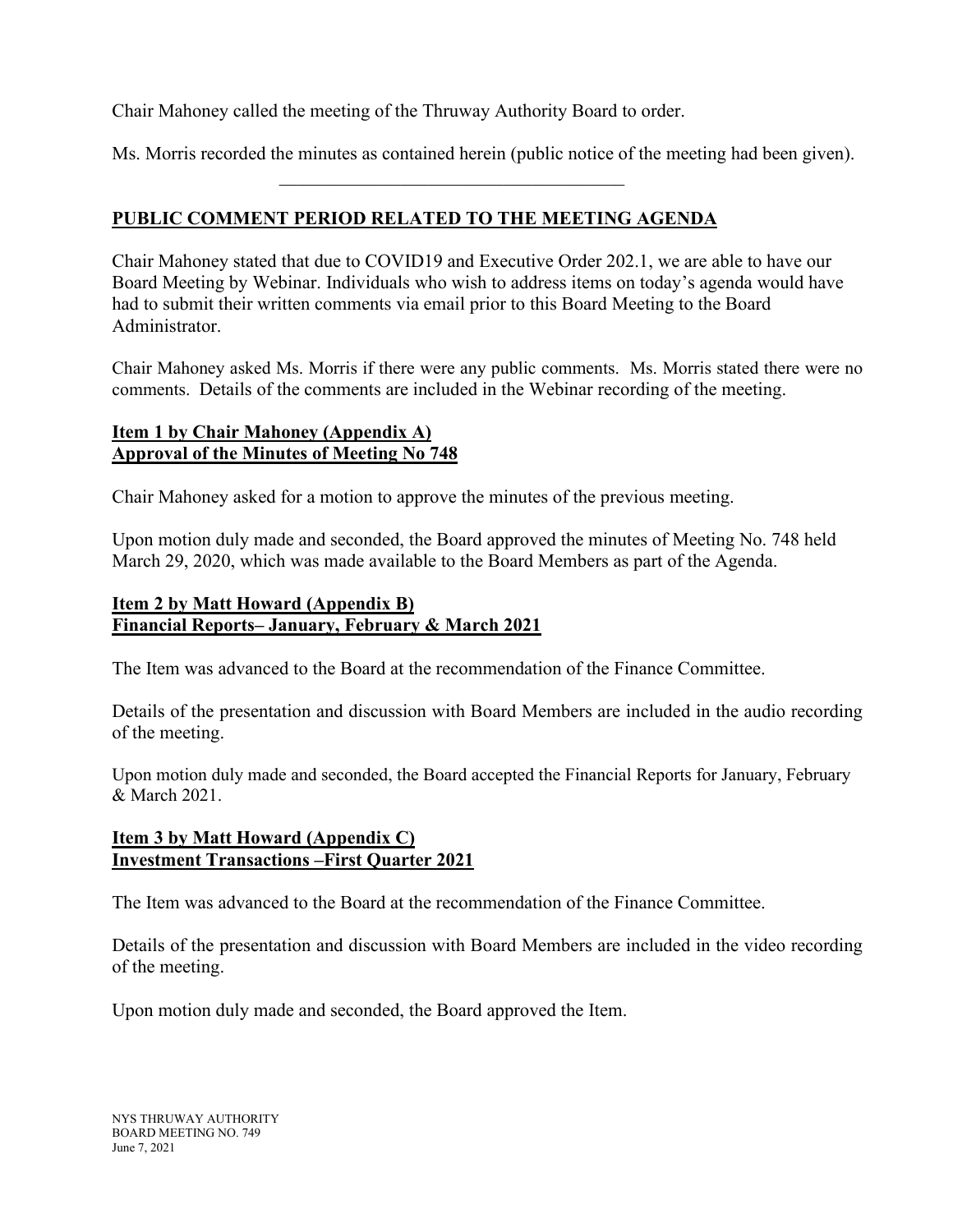Chair Mahoney called the meeting of the Thruway Authority Board to order.

Ms. Morris recorded the minutes as contained herein (public notice of the meeting had been given).

---

## PUBLIC COMMENT PERIOD RELATED TO THE MEETING AGENDA

Chair Mahoney stated that due to COVID19 and Executive Order 202.1, we are able to have our Board Meeting by Webinar. Individuals who wish to address items on today's agenda would have had to submit their written comments via email prior to this Board Meeting to the Board Administrator.

Chair Mahoney asked Ms. Morris if there were any public comments. Ms. Morris stated there were no comments. Details of the comments are included in the Webinar recording of the meeting.

## Item 1 by Chair Mahoney (Appendix A)
## Approval of the Minutes of Meeting No 748

Chair Mahoney asked for a motion to approve the minutes of the previous meeting.

Upon motion duly made and seconded, the Board approved the minutes of Meeting No. 748 held March 29, 2020, which was made available to the Board Members as part of the Agenda.

## Item 2 by Matt Howard (Appendix B)
## Financial Reports– January, February & March 2021

The Item was advanced to the Board at the recommendation of the Finance Committee.

Details of the presentation and discussion with Board Members are included in the audio recording of the meeting.

Upon motion duly made and seconded, the Board accepted the Financial Reports for January, February & March 2021.

## Item 3 by Matt Howard (Appendix C)
## Investment Transactions –First Quarter 2021

The Item was advanced to the Board at the recommendation of the Finance Committee.

Details of the presentation and discussion with Board Members are included in the video recording of the meeting.

Upon motion duly made and seconded, the Board approved the Item.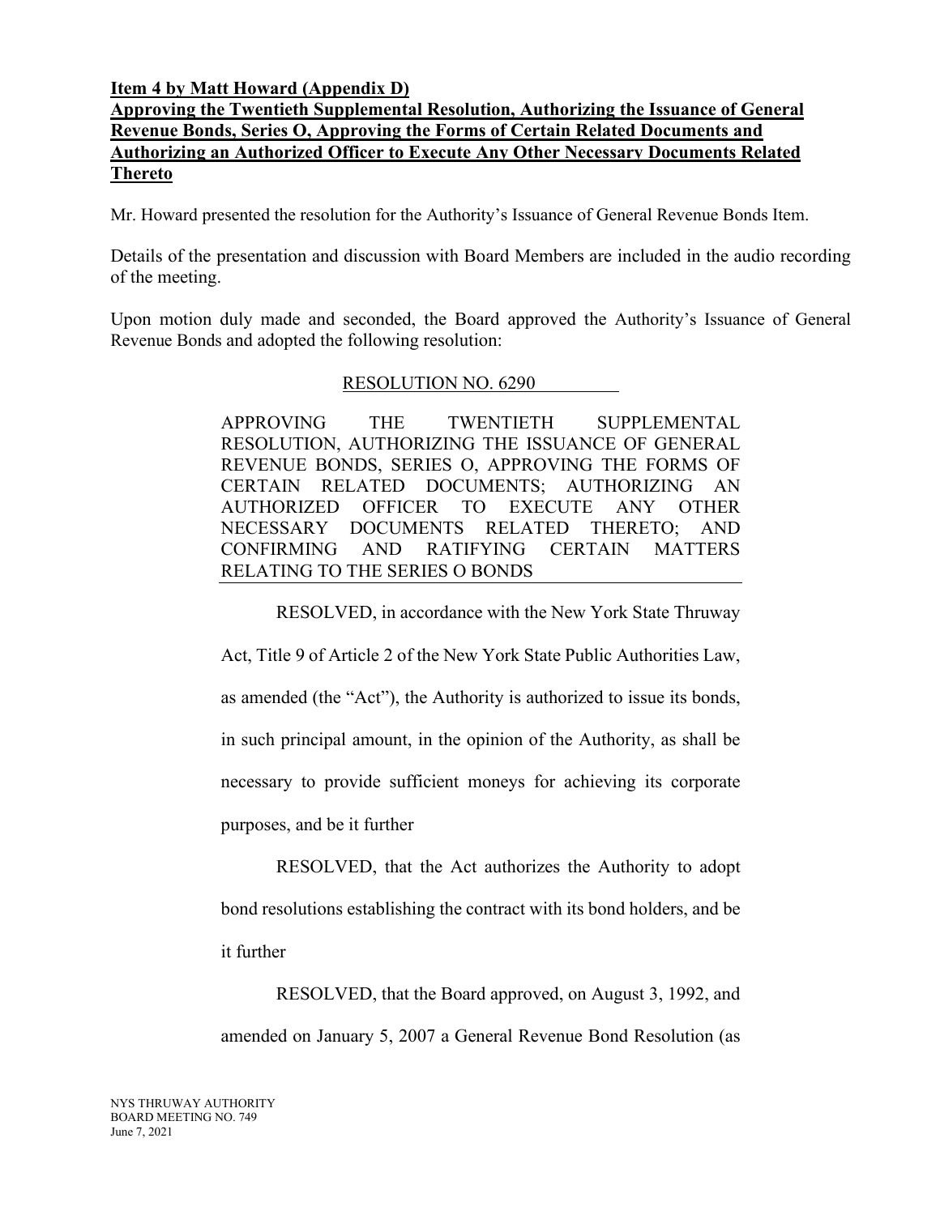**Item 4 by Matt Howard (Appendix D)**

**Approving the Twentieth Supplemental Resolution, Authorizing the Issuance of General Revenue Bonds, Series O, Approving the Forms of Certain Related Documents and Authorizing an Authorized Officer to Execute Any Other Necessary Documents Related Thereto**

Mr. Howard presented the resolution for the Authority's Issuance of General Revenue Bonds Item.

Details of the presentation and discussion with Board Members are included in the audio recording of the meeting.

Upon motion duly made and seconded, the Board approved the Authority's Issuance of General Revenue Bonds and adopted the following resolution:

RESOLUTION NO. 6290

APPROVING THE TWENTIETH SUPPLEMENTAL RESOLUTION, AUTHORIZING THE ISSUANCE OF GENERAL REVENUE BONDS, SERIES O, APPROVING THE FORMS OF CERTAIN RELATED DOCUMENTS; AUTHORIZING AN AUTHORIZED OFFICER TO EXECUTE ANY OTHER NECESSARY DOCUMENTS RELATED THERETO; AND CONFIRMING AND RATIFYING CERTAIN MATTERS RELATING TO THE SERIES O BONDS

RESOLVED, in accordance with the New York State Thruway Act, Title 9 of Article 2 of the New York State Public Authorities Law, as amended (the "Act"), the Authority is authorized to issue its bonds, in such principal amount, in the opinion of the Authority, as shall be necessary to provide sufficient moneys for achieving its corporate purposes, and be it further

RESOLVED, that the Act authorizes the Authority to adopt bond resolutions establishing the contract with its bond holders, and be it further

RESOLVED, that the Board approved, on August 3, 1992, and amended on January 5, 2007 a General Revenue Bond Resolution (as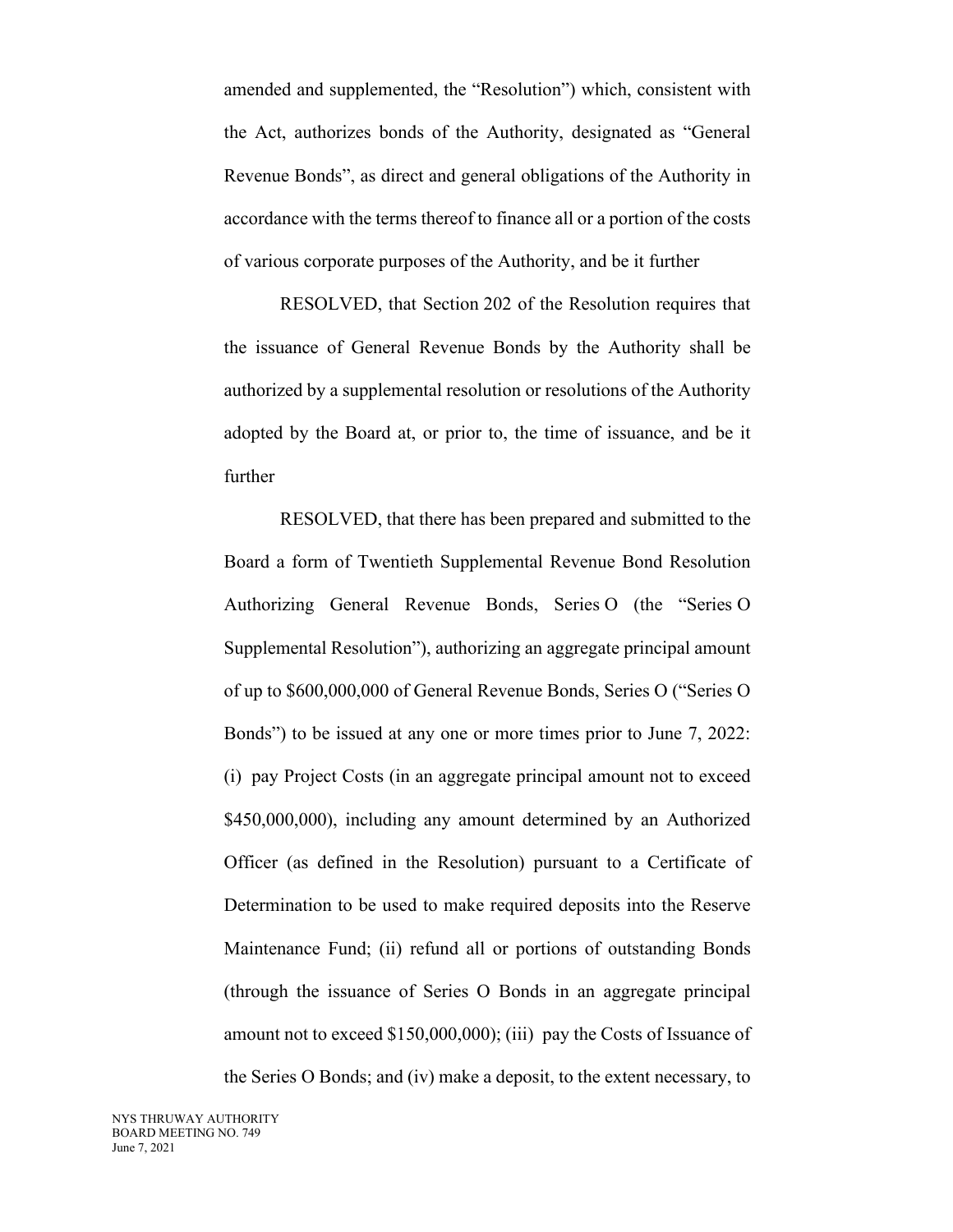amended and supplemented, the "Resolution") which, consistent with the Act, authorizes bonds of the Authority, designated as "General Revenue Bonds", as direct and general obligations of the Authority in accordance with the terms thereof to finance all or a portion of the costs of various corporate purposes of the Authority, and be it further

RESOLVED, that Section 202 of the Resolution requires that the issuance of General Revenue Bonds by the Authority shall be authorized by a supplemental resolution or resolutions of the Authority adopted by the Board at, or prior to, the time of issuance, and be it further

RESOLVED, that there has been prepared and submitted to the Board a form of Twentieth Supplemental Revenue Bond Resolution Authorizing General Revenue Bonds, Series O (the "Series O Supplemental Resolution"), authorizing an aggregate principal amount of up to $600,000,000 of General Revenue Bonds, Series O ("Series O Bonds") to be issued at any one or more times prior to June 7, 2022: (i) pay Project Costs (in an aggregate principal amount not to exceed $450,000,000), including any amount determined by an Authorized Officer (as defined in the Resolution) pursuant to a Certificate of Determination to be used to make required deposits into the Reserve Maintenance Fund; (ii) refund all or portions of outstanding Bonds (through the issuance of Series O Bonds in an aggregate principal amount not to exceed $150,000,000); (iii) pay the Costs of Issuance of the Series O Bonds; and (iv) make a deposit, to the extent necessary, to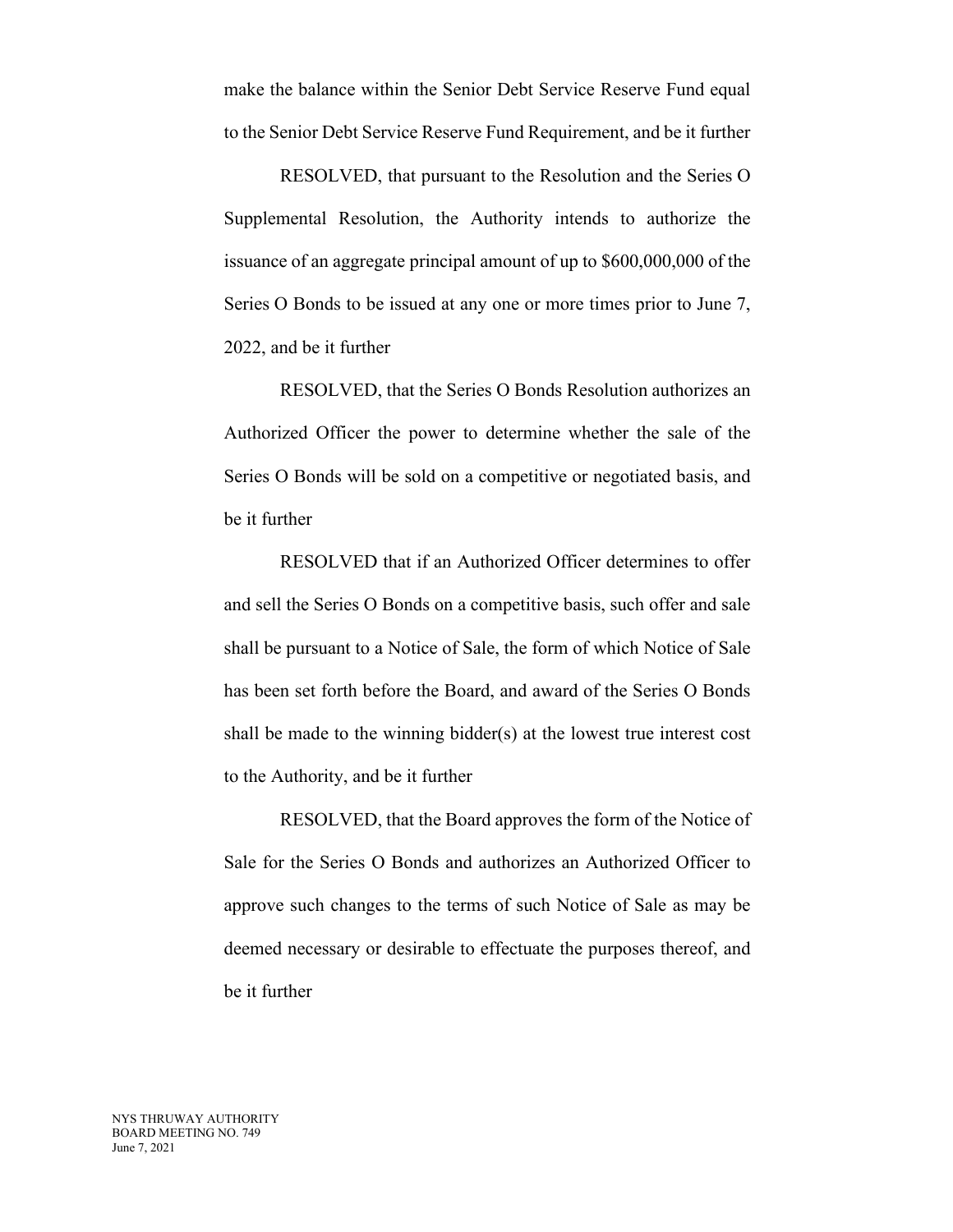make the balance within the Senior Debt Service Reserve Fund equal to the Senior Debt Service Reserve Fund Requirement, and be it further

RESOLVED, that pursuant to the Resolution and the Series O Supplemental Resolution, the Authority intends to authorize the issuance of an aggregate principal amount of up to $600,000,000 of the Series O Bonds to be issued at any one or more times prior to June 7, 2022, and be it further

RESOLVED, that the Series O Bonds Resolution authorizes an Authorized Officer the power to determine whether the sale of the Series O Bonds will be sold on a competitive or negotiated basis, and be it further

RESOLVED that if an Authorized Officer determines to offer and sell the Series O Bonds on a competitive basis, such offer and sale shall be pursuant to a Notice of Sale, the form of which Notice of Sale has been set forth before the Board, and award of the Series O Bonds shall be made to the winning bidder(s) at the lowest true interest cost to the Authority, and be it further

RESOLVED, that the Board approves the form of the Notice of Sale for the Series O Bonds and authorizes an Authorized Officer to approve such changes to the terms of such Notice of Sale as may be deemed necessary or desirable to effectuate the purposes thereof, and be it further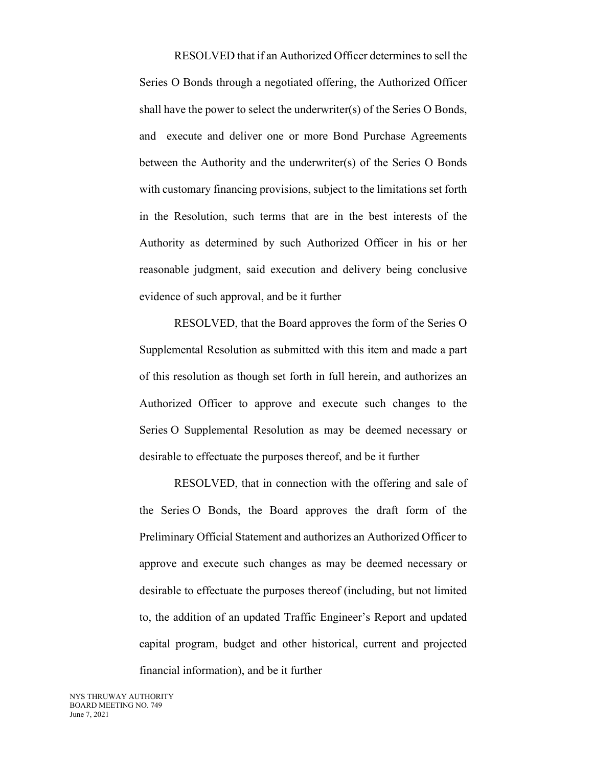RESOLVED that if an Authorized Officer determines to sell the Series O Bonds through a negotiated offering, the Authorized Officer shall have the power to select the underwriter(s) of the Series O Bonds, and execute and deliver one or more Bond Purchase Agreements between the Authority and the underwriter(s) of the Series O Bonds with customary financing provisions, subject to the limitations set forth in the Resolution, such terms that are in the best interests of the Authority as determined by such Authorized Officer in his or her reasonable judgment, said execution and delivery being conclusive evidence of such approval, and be it further

RESOLVED, that the Board approves the form of the Series O Supplemental Resolution as submitted with this item and made a part of this resolution as though set forth in full herein, and authorizes an Authorized Officer to approve and execute such changes to the Series O Supplemental Resolution as may be deemed necessary or desirable to effectuate the purposes thereof, and be it further

RESOLVED, that in connection with the offering and sale of the Series O Bonds, the Board approves the draft form of the Preliminary Official Statement and authorizes an Authorized Officer to approve and execute such changes as may be deemed necessary or desirable to effectuate the purposes thereof (including, but not limited to, the addition of an updated Traffic Engineer's Report and updated capital program, budget and other historical, current and projected financial information), and be it further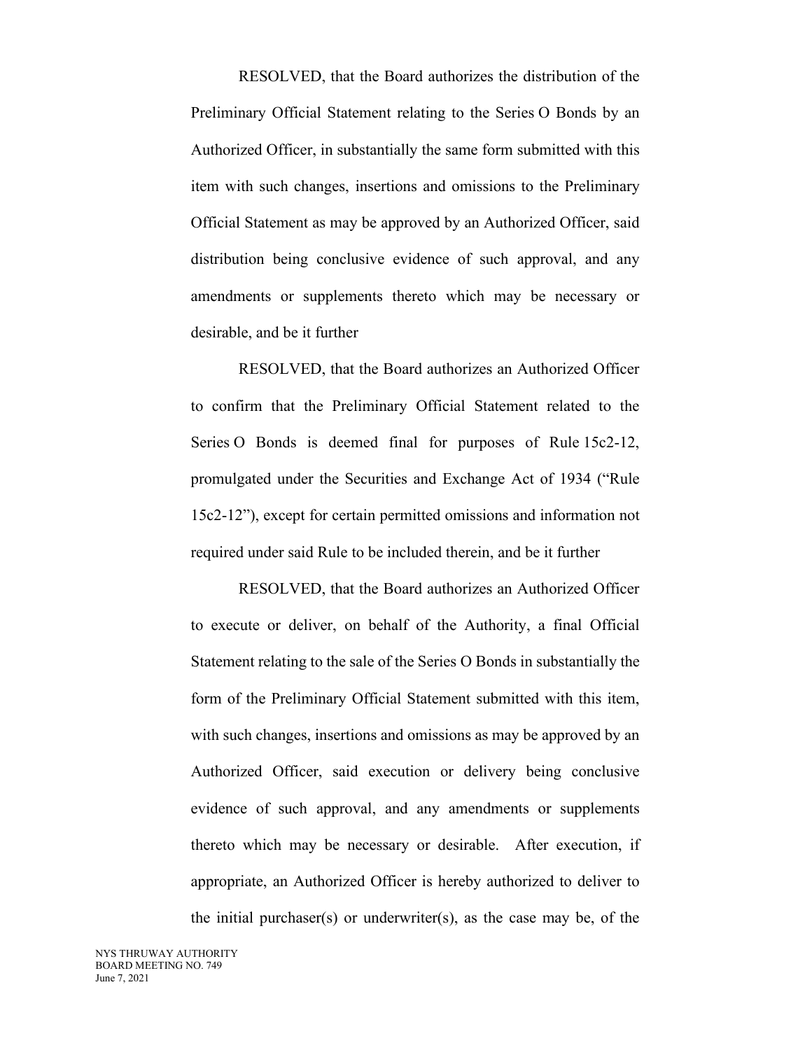RESOLVED, that the Board authorizes the distribution of the Preliminary Official Statement relating to the Series O Bonds by an Authorized Officer, in substantially the same form submitted with this item with such changes, insertions and omissions to the Preliminary Official Statement as may be approved by an Authorized Officer, said distribution being conclusive evidence of such approval, and any amendments or supplements thereto which may be necessary or desirable, and be it further

RESOLVED, that the Board authorizes an Authorized Officer to confirm that the Preliminary Official Statement related to the Series O Bonds is deemed final for purposes of Rule 15c2-12, promulgated under the Securities and Exchange Act of 1934 ("Rule 15c2-12"), except for certain permitted omissions and information not required under said Rule to be included therein, and be it further

RESOLVED, that the Board authorizes an Authorized Officer to execute or deliver, on behalf of the Authority, a final Official Statement relating to the sale of the Series O Bonds in substantially the form of the Preliminary Official Statement submitted with this item, with such changes, insertions and omissions as may be approved by an Authorized Officer, said execution or delivery being conclusive evidence of such approval, and any amendments or supplements thereto which may be necessary or desirable. After execution, if appropriate, an Authorized Officer is hereby authorized to deliver to the initial purchaser(s) or underwriter(s), as the case may be, of the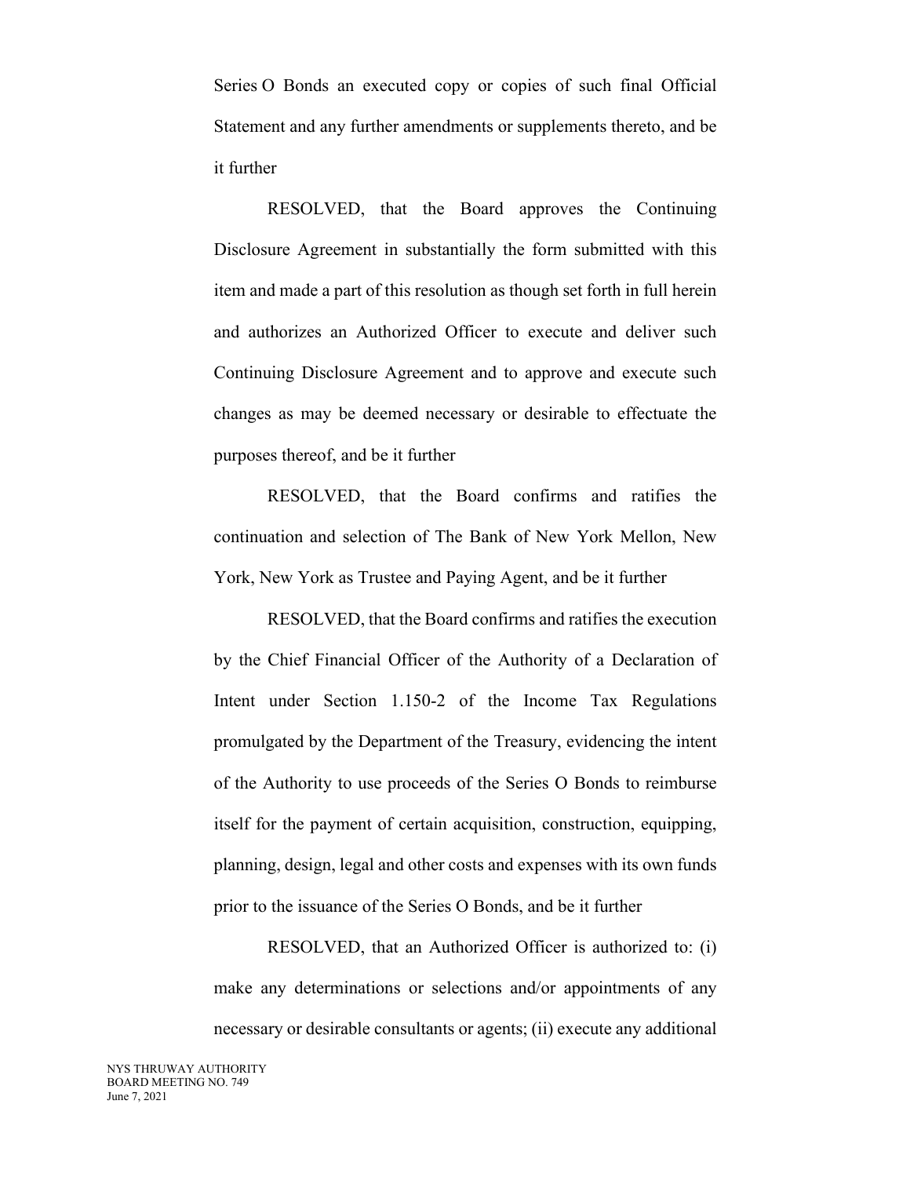Series O Bonds an executed copy or copies of such final Official Statement and any further amendments or supplements thereto, and be it further

RESOLVED, that the Board approves the Continuing Disclosure Agreement in substantially the form submitted with this item and made a part of this resolution as though set forth in full herein and authorizes an Authorized Officer to execute and deliver such Continuing Disclosure Agreement and to approve and execute such changes as may be deemed necessary or desirable to effectuate the purposes thereof, and be it further

RESOLVED, that the Board confirms and ratifies the continuation and selection of The Bank of New York Mellon, New York, New York as Trustee and Paying Agent, and be it further

RESOLVED, that the Board confirms and ratifies the execution by the Chief Financial Officer of the Authority of a Declaration of Intent under Section 1.150-2 of the Income Tax Regulations promulgated by the Department of the Treasury, evidencing the intent of the Authority to use proceeds of the Series O Bonds to reimburse itself for the payment of certain acquisition, construction, equipping, planning, design, legal and other costs and expenses with its own funds prior to the issuance of the Series O Bonds, and be it further

RESOLVED, that an Authorized Officer is authorized to: (i) make any determinations or selections and/or appointments of any necessary or desirable consultants or agents; (ii) execute any additional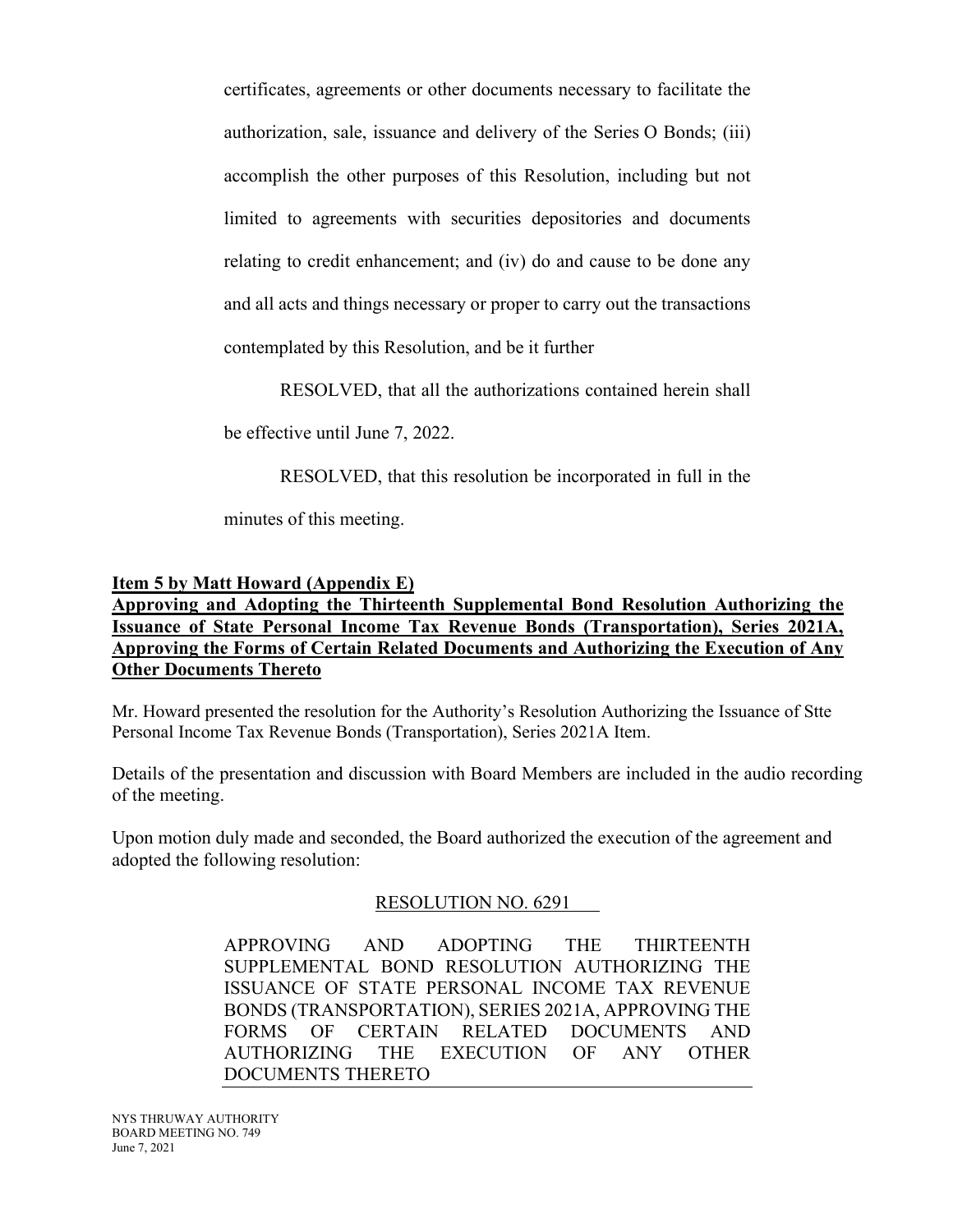certificates, agreements or other documents necessary to facilitate the authorization, sale, issuance and delivery of the Series O Bonds; (iii) accomplish the other purposes of this Resolution, including but not limited to agreements with securities depositories and documents relating to credit enhancement; and (iv) do and cause to be done any and all acts and things necessary or proper to carry out the transactions contemplated by this Resolution, and be it further

RESOLVED, that all the authorizations contained herein shall be effective until June 7, 2022.

RESOLVED, that this resolution be incorporated in full in the minutes of this meeting.

**Item 5 by Matt Howard (Appendix E)**
**Approving and Adopting the Thirteenth Supplemental Bond Resolution Authorizing the Issuance of State Personal Income Tax Revenue Bonds (Transportation), Series 2021A, Approving the Forms of Certain Related Documents and Authorizing the Execution of Any Other Documents Thereto**

Mr. Howard presented the resolution for the Authority's Resolution Authorizing the Issuance of Stte Personal Income Tax Revenue Bonds (Transportation), Series 2021A Item.

Details of the presentation and discussion with Board Members are included in the audio recording of the meeting.

Upon motion duly made and seconded, the Board authorized the execution of the agreement and adopted the following resolution:

RESOLUTION NO. 6291

APPROVING AND ADOPTING THE THIRTEENTH SUPPLEMENTAL BOND RESOLUTION AUTHORIZING THE ISSUANCE OF STATE PERSONAL INCOME TAX REVENUE BONDS (TRANSPORTATION), SERIES 2021A, APPROVING THE FORMS OF CERTAIN RELATED DOCUMENTS AND AUTHORIZING THE EXECUTION OF ANY OTHER DOCUMENTS THERETO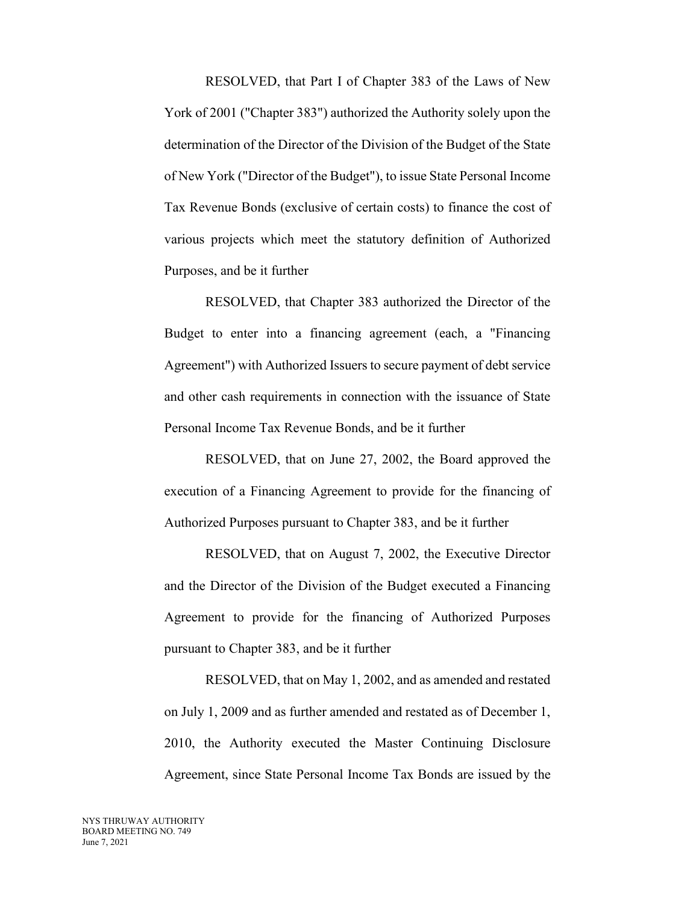RESOLVED, that Part I of Chapter 383 of the Laws of New York of 2001 ("Chapter 383") authorized the Authority solely upon the determination of the Director of the Division of the Budget of the State of New York ("Director of the Budget"), to issue State Personal Income Tax Revenue Bonds (exclusive of certain costs) to finance the cost of various projects which meet the statutory definition of Authorized Purposes, and be it further

RESOLVED, that Chapter 383 authorized the Director of the Budget to enter into a financing agreement (each, a "Financing Agreement") with Authorized Issuers to secure payment of debt service and other cash requirements in connection with the issuance of State Personal Income Tax Revenue Bonds, and be it further

RESOLVED, that on June 27, 2002, the Board approved the execution of a Financing Agreement to provide for the financing of Authorized Purposes pursuant to Chapter 383, and be it further

RESOLVED, that on August 7, 2002, the Executive Director and the Director of the Division of the Budget executed a Financing Agreement to provide for the financing of Authorized Purposes pursuant to Chapter 383, and be it further

RESOLVED, that on May 1, 2002, and as amended and restated on July 1, 2009 and as further amended and restated as of December 1, 2010, the Authority executed the Master Continuing Disclosure Agreement, since State Personal Income Tax Bonds are issued by the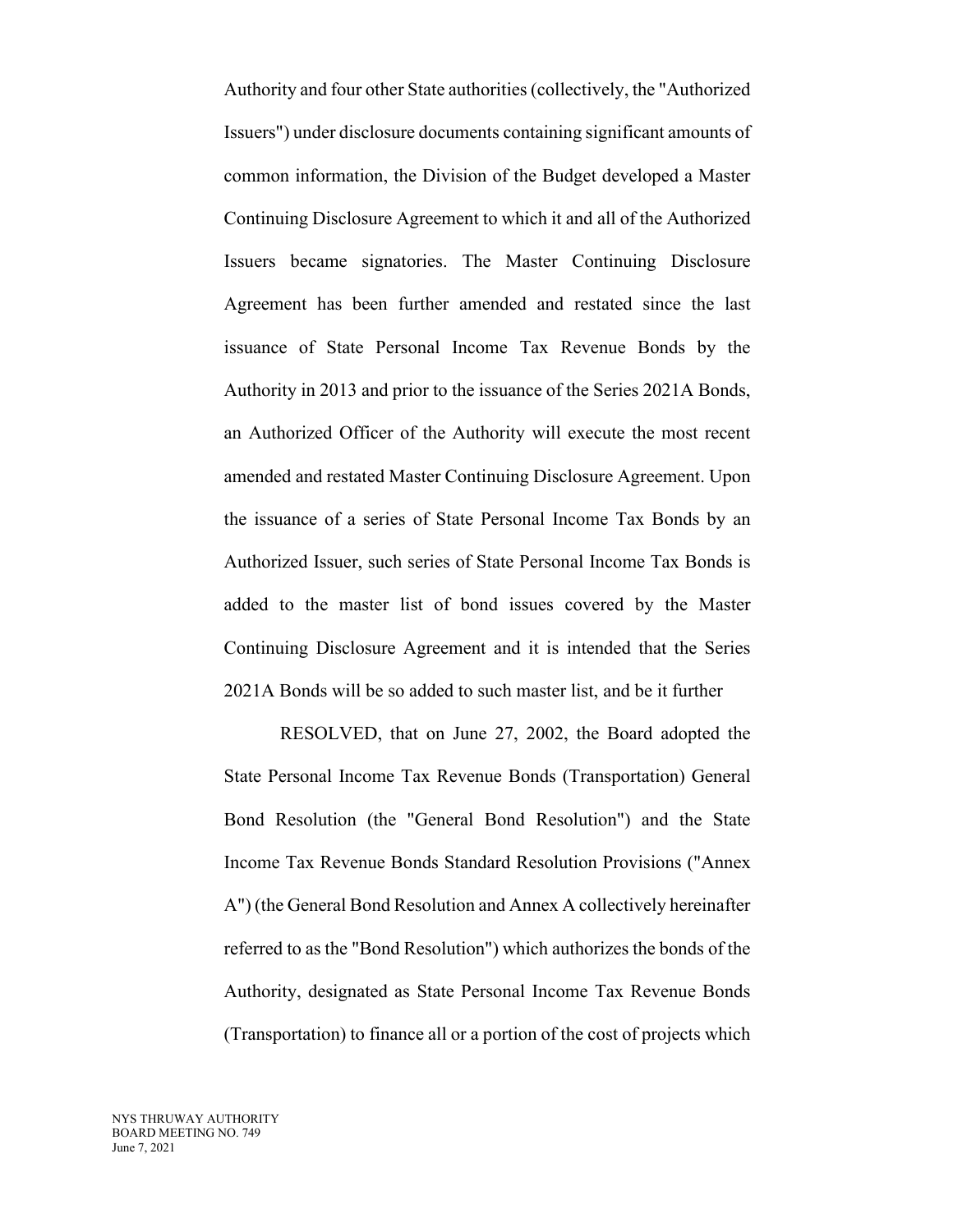Authority and four other State authorities (collectively, the "Authorized Issuers") under disclosure documents containing significant amounts of common information, the Division of the Budget developed a Master Continuing Disclosure Agreement to which it and all of the Authorized Issuers became signatories. The Master Continuing Disclosure Agreement has been further amended and restated since the last issuance of State Personal Income Tax Revenue Bonds by the Authority in 2013 and prior to the issuance of the Series 2021A Bonds, an Authorized Officer of the Authority will execute the most recent amended and restated Master Continuing Disclosure Agreement. Upon the issuance of a series of State Personal Income Tax Bonds by an Authorized Issuer, such series of State Personal Income Tax Bonds is added to the master list of bond issues covered by the Master Continuing Disclosure Agreement and it is intended that the Series 2021A Bonds will be so added to such master list, and be it further

RESOLVED, that on June 27, 2002, the Board adopted the State Personal Income Tax Revenue Bonds (Transportation) General Bond Resolution (the "General Bond Resolution") and the State Income Tax Revenue Bonds Standard Resolution Provisions ("Annex A") (the General Bond Resolution and Annex A collectively hereinafter referred to as the "Bond Resolution") which authorizes the bonds of the Authority, designated as State Personal Income Tax Revenue Bonds (Transportation) to finance all or a portion of the cost of projects which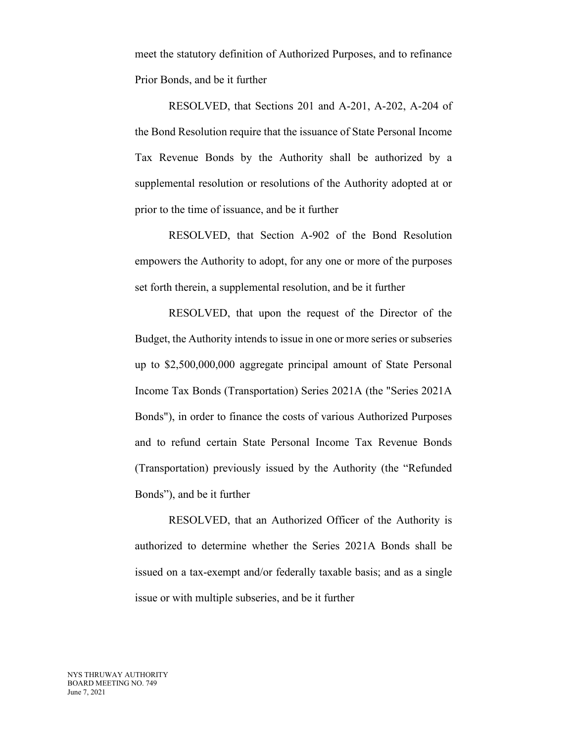meet the statutory definition of Authorized Purposes, and to refinance Prior Bonds, and be it further

RESOLVED, that Sections 201 and A-201, A-202, A-204 of the Bond Resolution require that the issuance of State Personal Income Tax Revenue Bonds by the Authority shall be authorized by a supplemental resolution or resolutions of the Authority adopted at or prior to the time of issuance, and be it further

RESOLVED, that Section A-902 of the Bond Resolution empowers the Authority to adopt, for any one or more of the purposes set forth therein, a supplemental resolution, and be it further

RESOLVED, that upon the request of the Director of the Budget, the Authority intends to issue in one or more series or subseries up to $2,500,000,000 aggregate principal amount of State Personal Income Tax Bonds (Transportation) Series 2021A (the "Series 2021A Bonds"), in order to finance the costs of various Authorized Purposes and to refund certain State Personal Income Tax Revenue Bonds (Transportation) previously issued by the Authority (the "Refunded Bonds"), and be it further

RESOLVED, that an Authorized Officer of the Authority is authorized to determine whether the Series 2021A Bonds shall be issued on a tax-exempt and/or federally taxable basis; and as a single issue or with multiple subseries, and be it further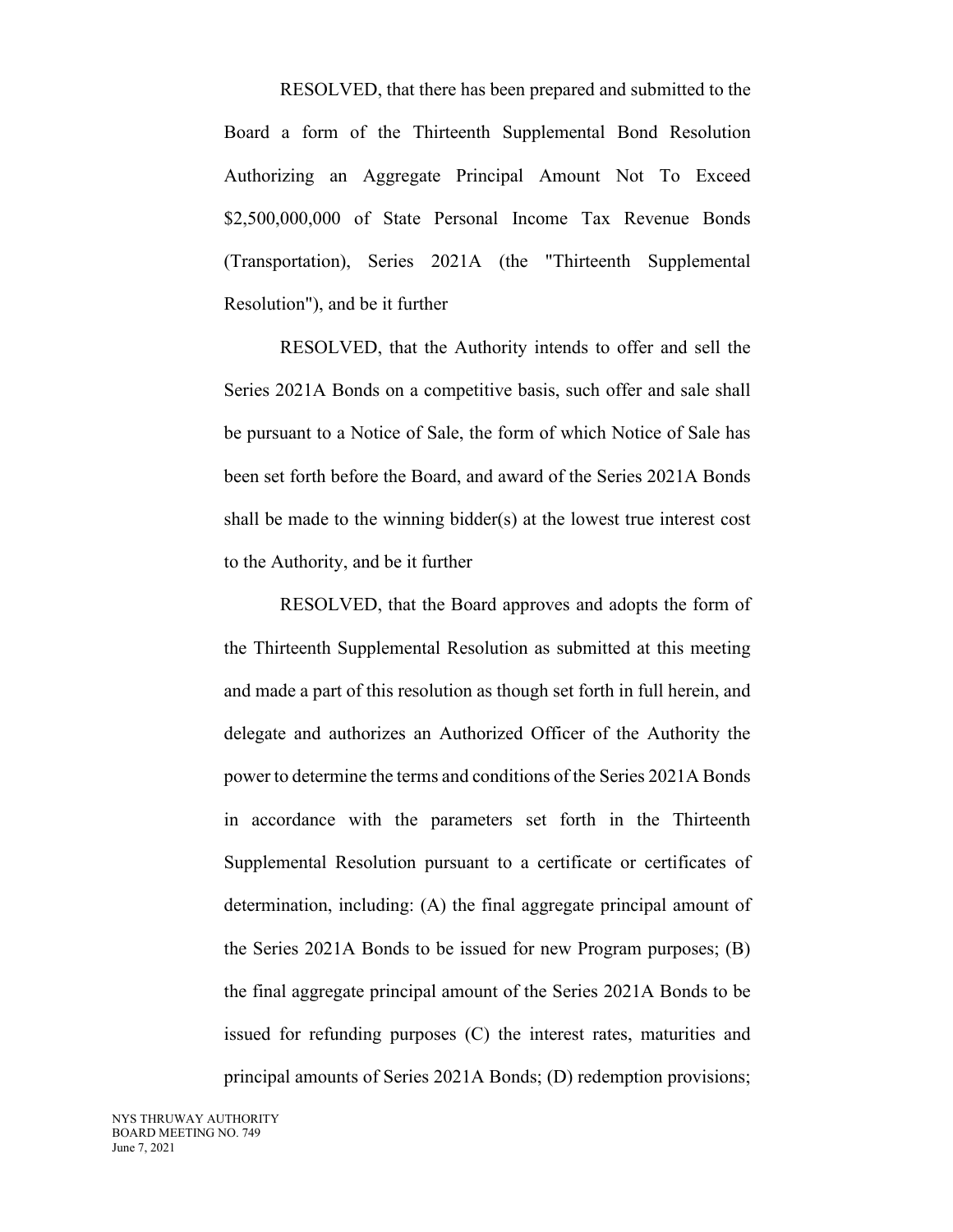RESOLVED, that there has been prepared and submitted to the Board a form of the Thirteenth Supplemental Bond Resolution Authorizing an Aggregate Principal Amount Not To Exceed $2,500,000,000 of State Personal Income Tax Revenue Bonds (Transportation), Series 2021A (the "Thirteenth Supplemental Resolution"), and be it further

RESOLVED, that the Authority intends to offer and sell the Series 2021A Bonds on a competitive basis, such offer and sale shall be pursuant to a Notice of Sale, the form of which Notice of Sale has been set forth before the Board, and award of the Series 2021A Bonds shall be made to the winning bidder(s) at the lowest true interest cost to the Authority, and be it further

RESOLVED, that the Board approves and adopts the form of the Thirteenth Supplemental Resolution as submitted at this meeting and made a part of this resolution as though set forth in full herein, and delegate and authorizes an Authorized Officer of the Authority the power to determine the terms and conditions of the Series 2021A Bonds in accordance with the parameters set forth in the Thirteenth Supplemental Resolution pursuant to a certificate or certificates of determination, including: (A) the final aggregate principal amount of the Series 2021A Bonds to be issued for new Program purposes; (B) the final aggregate principal amount of the Series 2021A Bonds to be issued for refunding purposes (C) the interest rates, maturities and principal amounts of Series 2021A Bonds; (D) redemption provisions;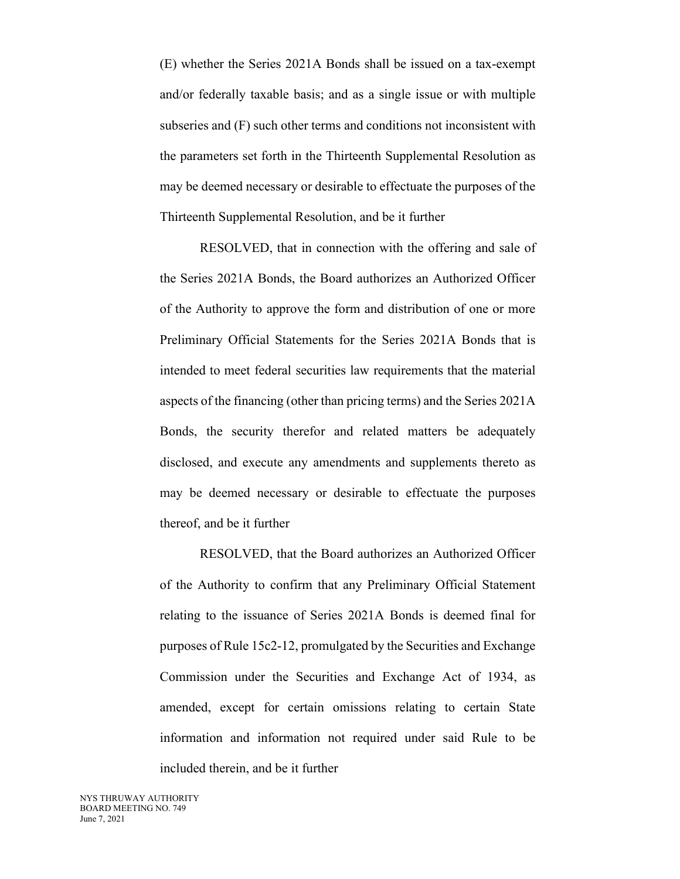(E) whether the Series 2021A Bonds shall be issued on a tax-exempt and/or federally taxable basis; and as a single issue or with multiple subseries and (F) such other terms and conditions not inconsistent with the parameters set forth in the Thirteenth Supplemental Resolution as may be deemed necessary or desirable to effectuate the purposes of the Thirteenth Supplemental Resolution, and be it further

RESOLVED, that in connection with the offering and sale of the Series 2021A Bonds, the Board authorizes an Authorized Officer of the Authority to approve the form and distribution of one or more Preliminary Official Statements for the Series 2021A Bonds that is intended to meet federal securities law requirements that the material aspects of the financing (other than pricing terms) and the Series 2021A Bonds, the security therefor and related matters be adequately disclosed, and execute any amendments and supplements thereto as may be deemed necessary or desirable to effectuate the purposes thereof, and be it further

RESOLVED, that the Board authorizes an Authorized Officer of the Authority to confirm that any Preliminary Official Statement relating to the issuance of Series 2021A Bonds is deemed final for purposes of Rule 15c2-12, promulgated by the Securities and Exchange Commission under the Securities and Exchange Act of 1934, as amended, except for certain omissions relating to certain State information and information not required under said Rule to be included therein, and be it further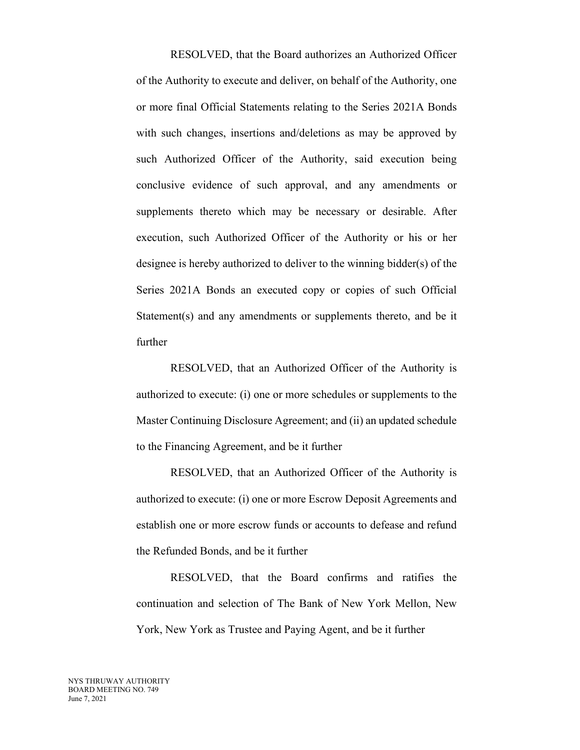RESOLVED, that the Board authorizes an Authorized Officer of the Authority to execute and deliver, on behalf of the Authority, one or more final Official Statements relating to the Series 2021A Bonds with such changes, insertions and/deletions as may be approved by such Authorized Officer of the Authority, said execution being conclusive evidence of such approval, and any amendments or supplements thereto which may be necessary or desirable. After execution, such Authorized Officer of the Authority or his or her designee is hereby authorized to deliver to the winning bidder(s) of the Series 2021A Bonds an executed copy or copies of such Official Statement(s) and any amendments or supplements thereto, and be it further

RESOLVED, that an Authorized Officer of the Authority is authorized to execute: (i) one or more schedules or supplements to the Master Continuing Disclosure Agreement; and (ii) an updated schedule to the Financing Agreement, and be it further

RESOLVED, that an Authorized Officer of the Authority is authorized to execute: (i) one or more Escrow Deposit Agreements and establish one or more escrow funds or accounts to defease and refund the Refunded Bonds, and be it further

RESOLVED, that the Board confirms and ratifies the continuation and selection of The Bank of New York Mellon, New York, New York as Trustee and Paying Agent, and be it further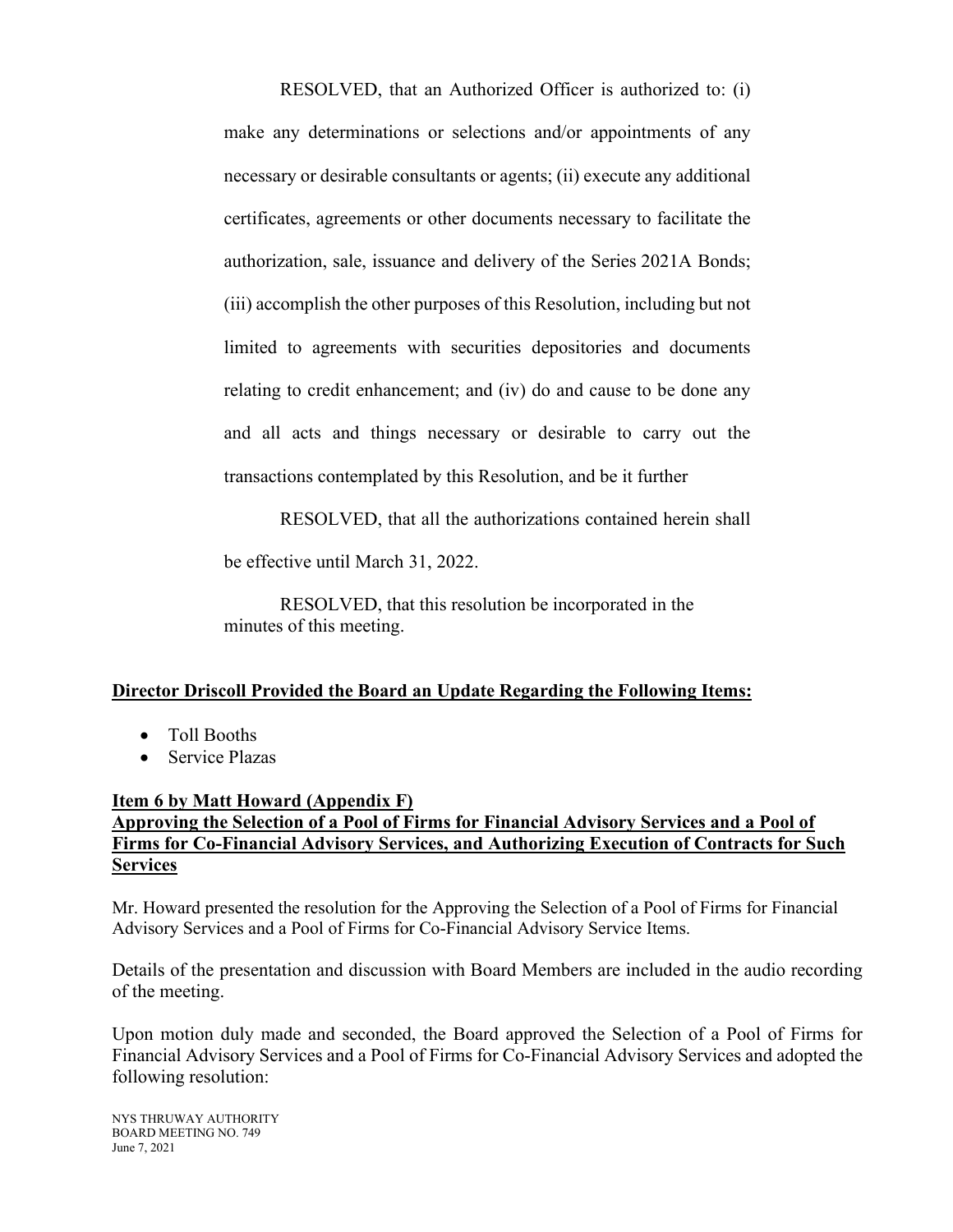RESOLVED, that an Authorized Officer is authorized to: (i) make any determinations or selections and/or appointments of any necessary or desirable consultants or agents; (ii) execute any additional certificates, agreements or other documents necessary to facilitate the authorization, sale, issuance and delivery of the Series 2021A Bonds; (iii) accomplish the other purposes of this Resolution, including but not limited to agreements with securities depositories and documents relating to credit enhancement; and (iv) do and cause to be done any and all acts and things necessary or desirable to carry out the transactions contemplated by this Resolution, and be it further

RESOLVED, that all the authorizations contained herein shall be effective until March 31, 2022.

RESOLVED, that this resolution be incorporated in the minutes of this meeting.

**Director Driscoll Provided the Board an Update Regarding the Following Items:**

- Toll Booths
- Service Plazas

**Item 6 by Matt Howard (Appendix F)**
**Approving the Selection of a Pool of Firms for Financial Advisory Services and a Pool of Firms for Co-Financial Advisory Services, and Authorizing Execution of Contracts for Such Services**

Mr. Howard presented the resolution for the Approving the Selection of a Pool of Firms for Financial Advisory Services and a Pool of Firms for Co-Financial Advisory Service Items.

Details of the presentation and discussion with Board Members are included in the audio recording of the meeting.

Upon motion duly made and seconded, the Board approved the Selection of a Pool of Firms for Financial Advisory Services and a Pool of Firms for Co-Financial Advisory Services and adopted the following resolution: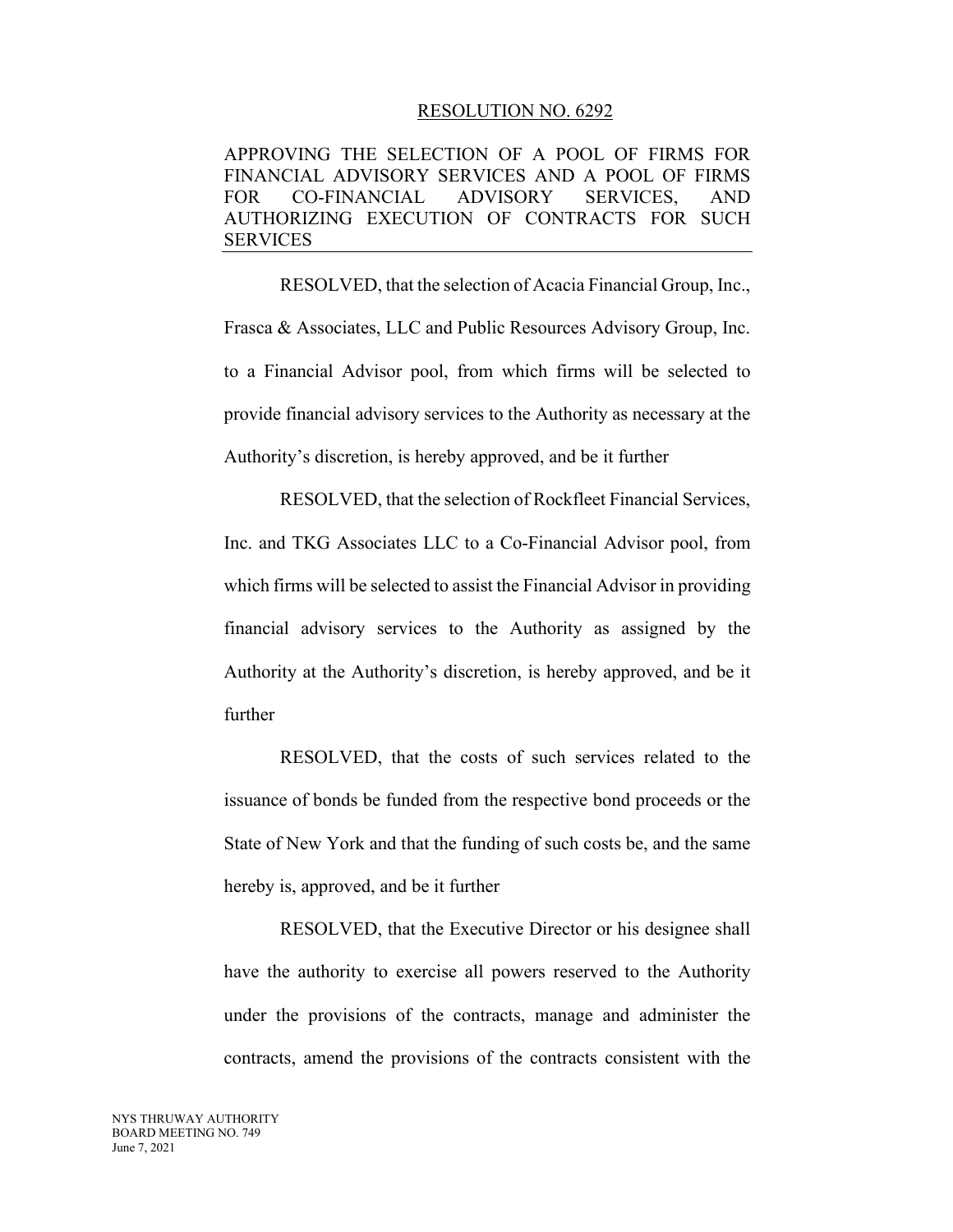## RESOLUTION NO. 6292

**APPROVING THE SELECTION OF A POOL OF FIRMS FOR FINANCIAL ADVISORY SERVICES AND A POOL OF FIRMS FOR CO-FINANCIAL ADVISORY SERVICES, AND AUTHORIZING EXECUTION OF CONTRACTS FOR SUCH SERVICES**

RESOLVED, that the selection of Acacia Financial Group, Inc., Frasca & Associates, LLC and Public Resources Advisory Group, Inc. to a Financial Advisor pool, from which firms will be selected to provide financial advisory services to the Authority as necessary at the Authority's discretion, is hereby approved, and be it further

RESOLVED, that the selection of Rockfleet Financial Services, Inc. and TKG Associates LLC to a Co-Financial Advisor pool, from which firms will be selected to assist the Financial Advisor in providing financial advisory services to the Authority as assigned by the Authority at the Authority's discretion, is hereby approved, and be it further

RESOLVED, that the costs of such services related to the issuance of bonds be funded from the respective bond proceeds or the State of New York and that the funding of such costs be, and the same hereby is, approved, and be it further

RESOLVED, that the Executive Director or his designee shall have the authority to exercise all powers reserved to the Authority under the provisions of the contracts, manage and administer the contracts, amend the provisions of the contracts consistent with the

NYS THRUWAY AUTHORITY
BOARD MEETING NO. 749
June 7, 2021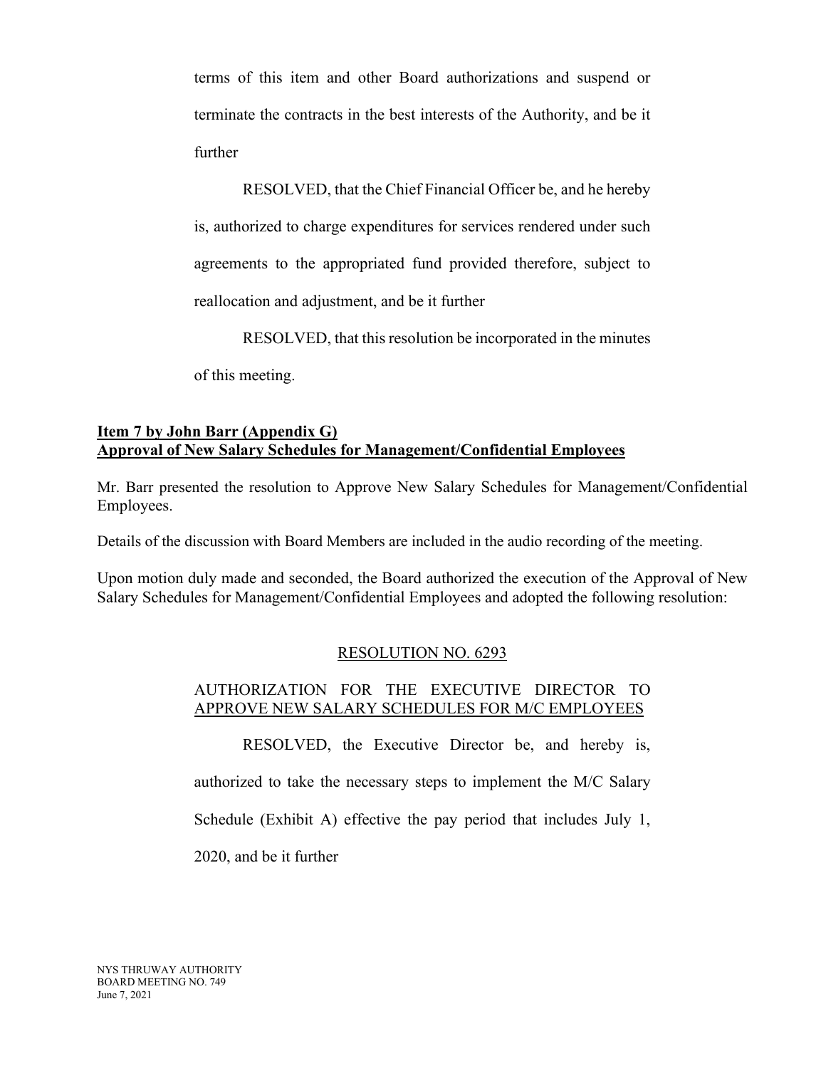terms of this item and other Board authorizations and suspend or terminate the contracts in the best interests of the Authority, and be it further

RESOLVED, that the Chief Financial Officer be, and he hereby is, authorized to charge expenditures for services rendered under such agreements to the appropriated fund provided therefore, subject to reallocation and adjustment, and be it further

RESOLVED, that this resolution be incorporated in the minutes of this meeting.

**Item 7 by John Barr (Appendix G)**
**Approval of New Salary Schedules for Management/Confidential Employees**

Mr. Barr presented the resolution to Approve New Salary Schedules for Management/Confidential Employees.

Details of the discussion with Board Members are included in the audio recording of the meeting.

Upon motion duly made and seconded, the Board authorized the execution of the Approval of New Salary Schedules for Management/Confidential Employees and adopted the following resolution:

RESOLUTION NO. 6293

AUTHORIZATION FOR THE EXECUTIVE DIRECTOR TO APPROVE NEW SALARY SCHEDULES FOR M/C EMPLOYEES

RESOLVED, the Executive Director be, and hereby is, authorized to take the necessary steps to implement the M/C Salary Schedule (Exhibit A) effective the pay period that includes July 1, 2020, and be it further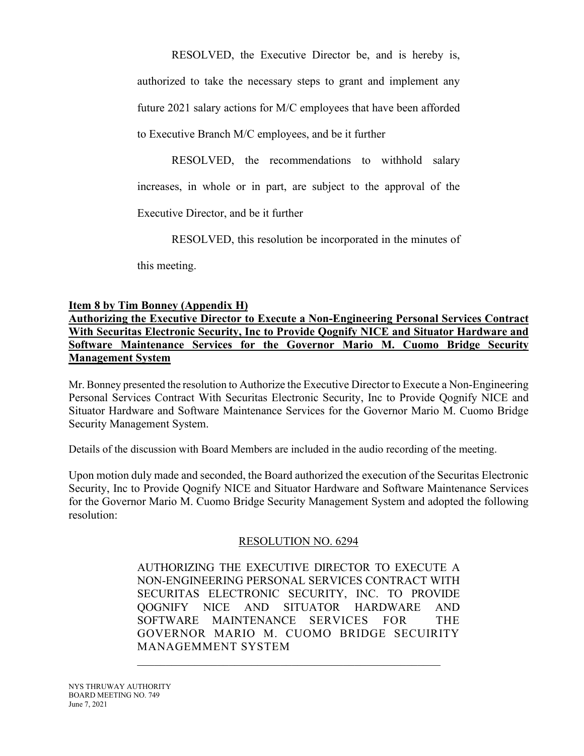RESOLVED, the Executive Director be, and is hereby is, authorized to take the necessary steps to grant and implement any future 2021 salary actions for M/C employees that have been afforded to Executive Branch M/C employees, and be it further

RESOLVED, the recommendations to withhold salary increases, in whole or in part, are subject to the approval of the Executive Director, and be it further

RESOLVED, this resolution be incorporated in the minutes of this meeting.

**Item 8 by Tim Bonney (Appendix H)**
**Authorizing the Executive Director to Execute a Non-Engineering Personal Services Contract With Securitas Electronic Security, Inc to Provide Qognify NICE and Situator Hardware and Software Maintenance Services for the Governor Mario M. Cuomo Bridge Security Management System**

Mr. Bonney presented the resolution to Authorize the Executive Director to Execute a Non-Engineering Personal Services Contract With Securitas Electronic Security, Inc to Provide Qognify NICE and Situator Hardware and Software Maintenance Services for the Governor Mario M. Cuomo Bridge Security Management System.

Details of the discussion with Board Members are included in the audio recording of the meeting.

Upon motion duly made and seconded, the Board authorized the execution of the Securitas Electronic Security, Inc to Provide Qognify NICE and Situator Hardware and Software Maintenance Services for the Governor Mario M. Cuomo Bridge Security Management System and adopted the following resolution:

RESOLUTION NO. 6294

AUTHORIZING THE EXECUTIVE DIRECTOR TO EXECUTE A NON-ENGINEERING PERSONAL SERVICES CONTRACT WITH SECURITAS ELECTRONIC SECURITY, INC. TO PROVIDE QOGNIFY NICE AND SITUATOR HARDWARE AND SOFTWARE MAINTENANCE SERVICES FOR THE GOVERNOR MARIO M. CUOMO BRIDGE SECUIRITY MANAGEMMENT SYSTEM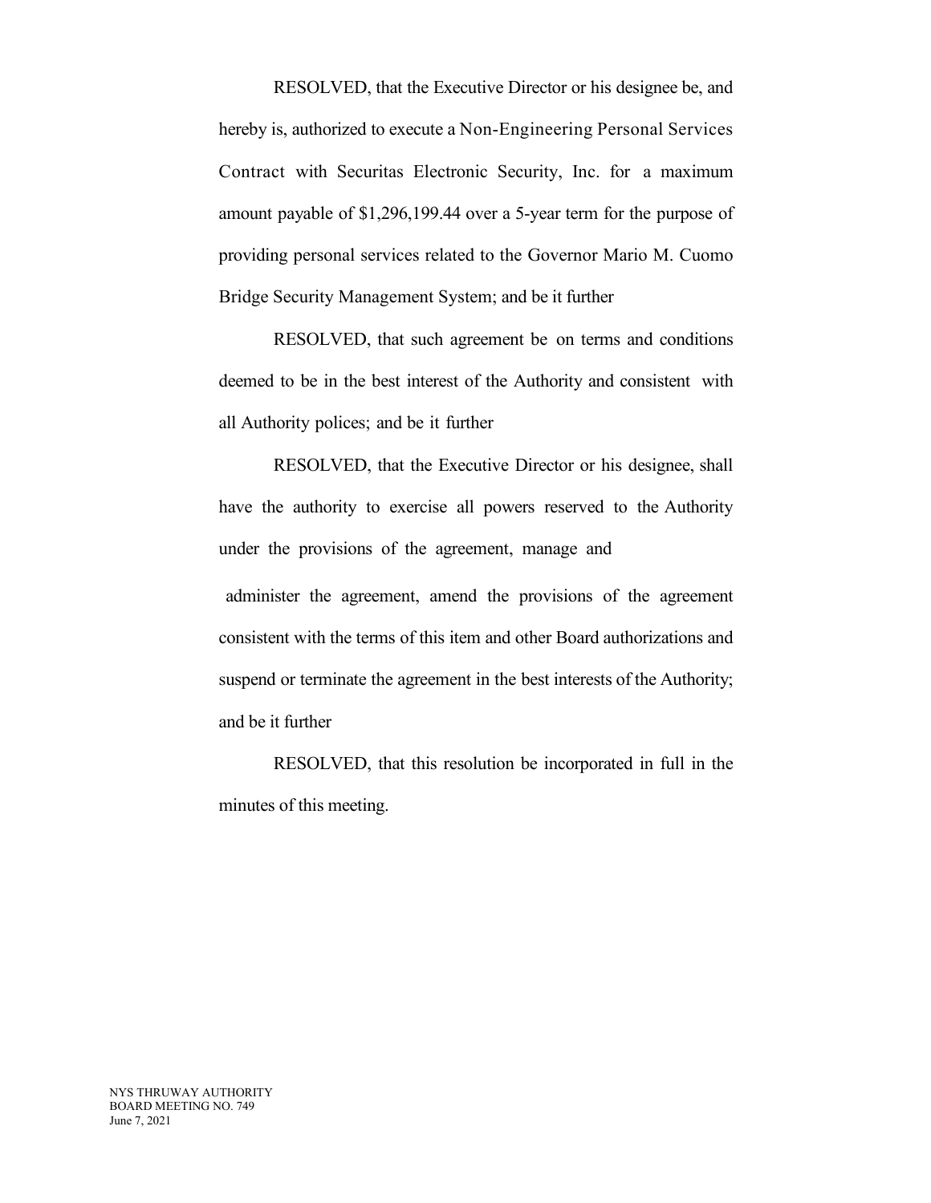RESOLVED, that the Executive Director or his designee be, and hereby is, authorized to execute a Non-Engineering Personal Services Contract with Securitas Electronic Security, Inc. for a maximum amount payable of $1,296,199.44 over a 5-year term for the purpose of providing personal services related to the Governor Mario M. Cuomo Bridge Security Management System; and be it further

RESOLVED, that such agreement be on terms and conditions deemed to be in the best interest of the Authority and consistent with all Authority polices; and be it further

RESOLVED, that the Executive Director or his designee, shall have the authority to exercise all powers reserved to the Authority under the provisions of the agreement, manage and administer the agreement, amend the provisions of the agreement consistent with the terms of this item and other Board authorizations and suspend or terminate the agreement in the best interests of the Authority; and be it further

RESOLVED, that this resolution be incorporated in full in the minutes of this meeting.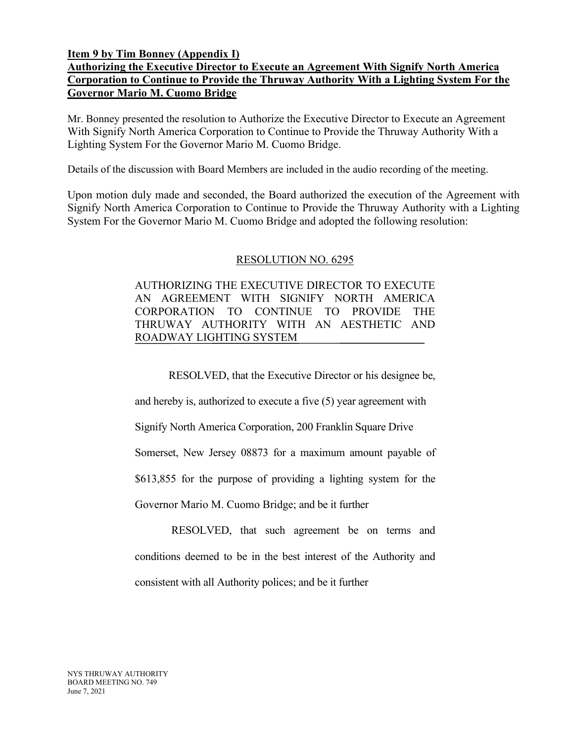**Item 9 by Tim Bonney (Appendix I)**
**Authorizing the Executive Director to Execute an Agreement With Signify North America Corporation to Continue to Provide the Thruway Authority With a Lighting System For the Governor Mario M. Cuomo Bridge**

Mr. Bonney presented the resolution to Authorize the Executive Director to Execute an Agreement With Signify North America Corporation to Continue to Provide the Thruway Authority With a Lighting System For the Governor Mario M. Cuomo Bridge.

Details of the discussion with Board Members are included in the audio recording of the meeting.

Upon motion duly made and seconded, the Board authorized the execution of the Agreement with Signify North America Corporation to Continue to Provide the Thruway Authority with a Lighting System For the Governor Mario M. Cuomo Bridge and adopted the following resolution:

RESOLUTION NO. 6295

AUTHORIZING THE EXECUTIVE DIRECTOR TO EXECUTE AN AGREEMENT WITH SIGNIFY NORTH AMERICA CORPORATION TO CONTINUE TO PROVIDE THE THRUWAY AUTHORITY WITH AN AESTHETIC AND ROADWAY LIGHTING SYSTEM

RESOLVED, that the Executive Director or his designee be, and hereby is, authorized to execute a five (5) year agreement with Signify North America Corporation, 200 Franklin Square Drive Somerset, New Jersey 08873 for a maximum amount payable of $613,855 for the purpose of providing a lighting system for the Governor Mario M. Cuomo Bridge; and be it further

RESOLVED, that such agreement be on terms and conditions deemed to be in the best interest of the Authority and consistent with all Authority polices; and be it further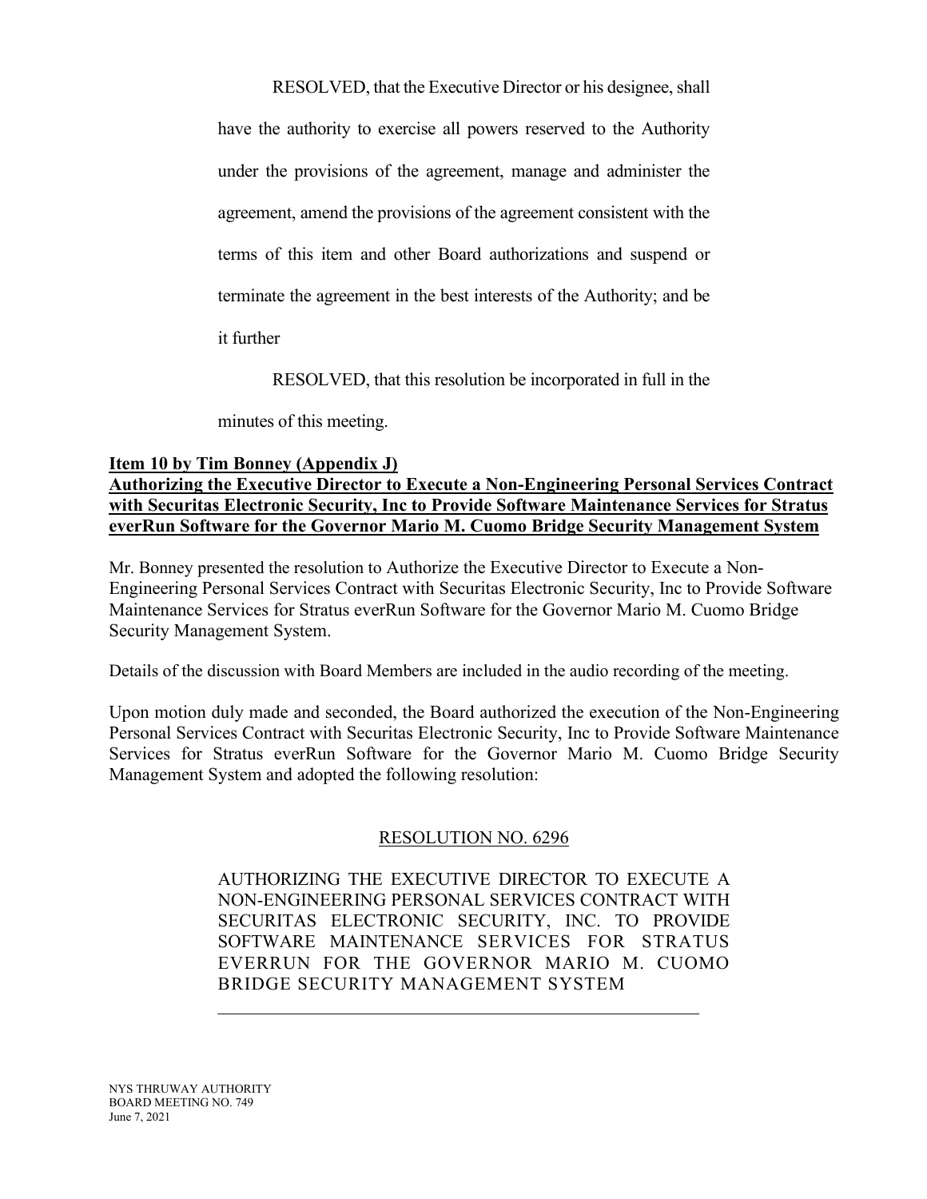RESOLVED, that the Executive Director or his designee, shall have the authority to exercise all powers reserved to the Authority under the provisions of the agreement, manage and administer the agreement, amend the provisions of the agreement consistent with the terms of this item and other Board authorizations and suspend or terminate the agreement in the best interests of the Authority; and be it further

RESOLVED, that this resolution be incorporated in full in the minutes of this meeting.

**Item 10 by Tim Bonney (Appendix J)**
**Authorizing the Executive Director to Execute a Non-Engineering Personal Services Contract with Securitas Electronic Security, Inc to Provide Software Maintenance Services for Stratus everRun Software for the Governor Mario M. Cuomo Bridge Security Management System**

Mr. Bonney presented the resolution to Authorize the Executive Director to Execute a Non-Engineering Personal Services Contract with Securitas Electronic Security, Inc to Provide Software Maintenance Services for Stratus everRun Software for the Governor Mario M. Cuomo Bridge Security Management System.

Details of the discussion with Board Members are included in the audio recording of the meeting.

Upon motion duly made and seconded, the Board authorized the execution of the Non-Engineering Personal Services Contract with Securitas Electronic Security, Inc to Provide Software Maintenance Services for Stratus everRun Software for the Governor Mario M. Cuomo Bridge Security Management System and adopted the following resolution:

RESOLUTION NO. 6296

AUTHORIZING THE EXECUTIVE DIRECTOR TO EXECUTE A NON-ENGINEERING PERSONAL SERVICES CONTRACT WITH SECURITAS ELECTRONIC SECURITY, INC. TO PROVIDE SOFTWARE MAINTENANCE SERVICES FOR STRATUS EVERRUN FOR THE GOVERNOR MARIO M. CUOMO BRIDGE SECURITY MANAGEMENT SYSTEM

---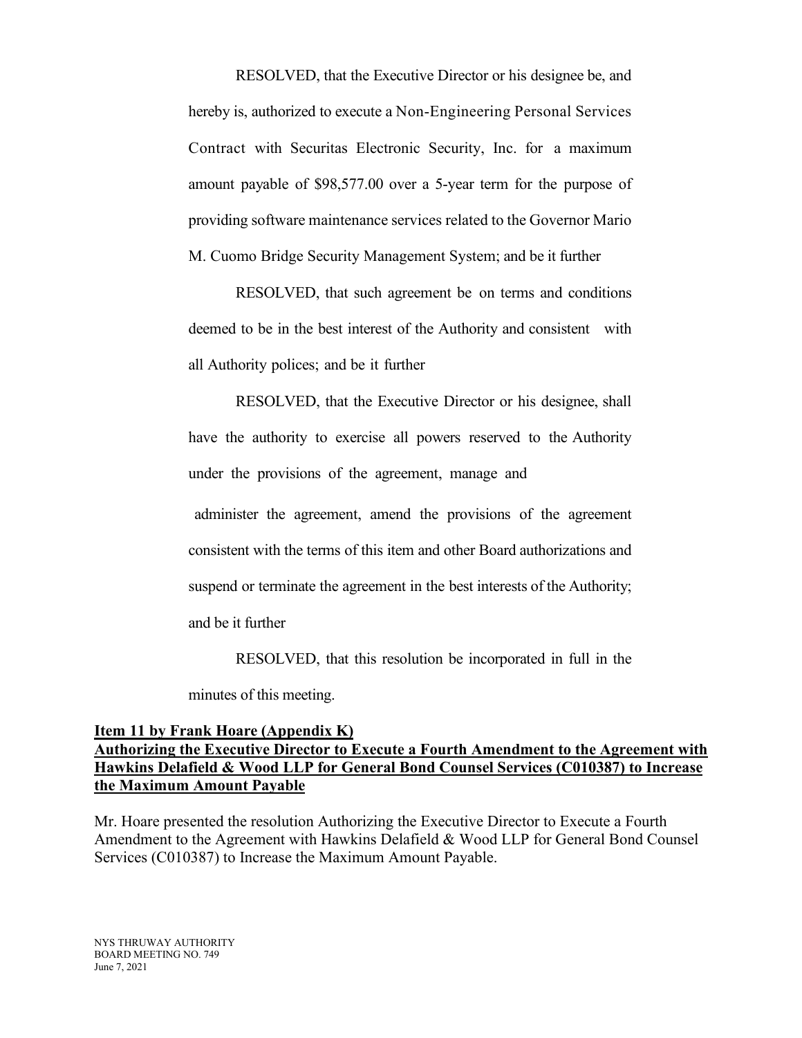RESOLVED, that the Executive Director or his designee be, and hereby is, authorized to execute a Non-Engineering Personal Services Contract with Securitas Electronic Security, Inc. for a maximum amount payable of $98,577.00 over a 5-year term for the purpose of providing software maintenance services related to the Governor Mario M. Cuomo Bridge Security Management System; and be it further

RESOLVED, that such agreement be on terms and conditions deemed to be in the best interest of the Authority and consistent with all Authority polices; and be it further

RESOLVED, that the Executive Director or his designee, shall have the authority to exercise all powers reserved to the Authority under the provisions of the agreement, manage and administer the agreement, amend the provisions of the agreement consistent with the terms of this item and other Board authorizations and suspend or terminate the agreement in the best interests of the Authority; and be it further

RESOLVED, that this resolution be incorporated in full in the minutes of this meeting.

**Item 11 by Frank Hoare (Appendix K)**
**Authorizing the Executive Director to Execute a Fourth Amendment to the Agreement with Hawkins Delafield & Wood LLP for General Bond Counsel Services (C010387) to Increase the Maximum Amount Payable**

Mr. Hoare presented the resolution Authorizing the Executive Director to Execute a Fourth Amendment to the Agreement with Hawkins Delafield & Wood LLP for General Bond Counsel Services (C010387) to Increase the Maximum Amount Payable.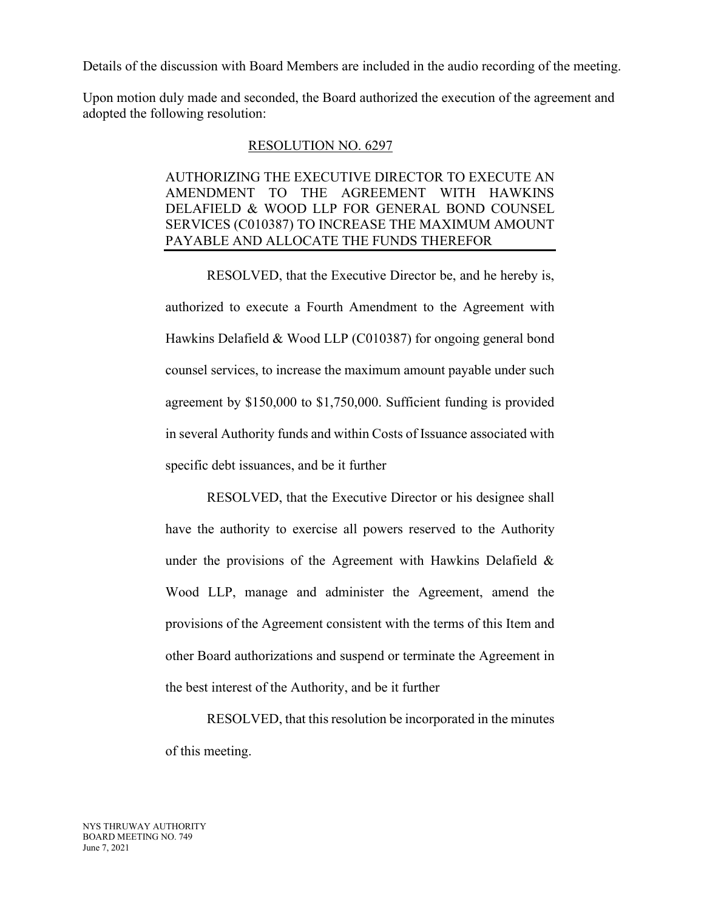Details of the discussion with Board Members are included in the audio recording of the meeting.

Upon motion duly made and seconded, the Board authorized the execution of the agreement and adopted the following resolution:

RESOLUTION NO. 6297

AUTHORIZING THE EXECUTIVE DIRECTOR TO EXECUTE AN AMENDMENT TO THE AGREEMENT WITH HAWKINS DELAFIELD & WOOD LLP FOR GENERAL BOND COUNSEL SERVICES (C010387) TO INCREASE THE MAXIMUM AMOUNT PAYABLE AND ALLOCATE THE FUNDS THEREFOR

RESOLVED, that the Executive Director be, and he hereby is, authorized to execute a Fourth Amendment to the Agreement with Hawkins Delafield & Wood LLP (C010387) for ongoing general bond counsel services, to increase the maximum amount payable under such agreement by $150,000 to $1,750,000. Sufficient funding is provided in several Authority funds and within Costs of Issuance associated with specific debt issuances, and be it further

RESOLVED, that the Executive Director or his designee shall have the authority to exercise all powers reserved to the Authority under the provisions of the Agreement with Hawkins Delafield & Wood LLP, manage and administer the Agreement, amend the provisions of the Agreement consistent with the terms of this Item and other Board authorizations and suspend or terminate the Agreement in the best interest of the Authority, and be it further

RESOLVED, that this resolution be incorporated in the minutes of this meeting.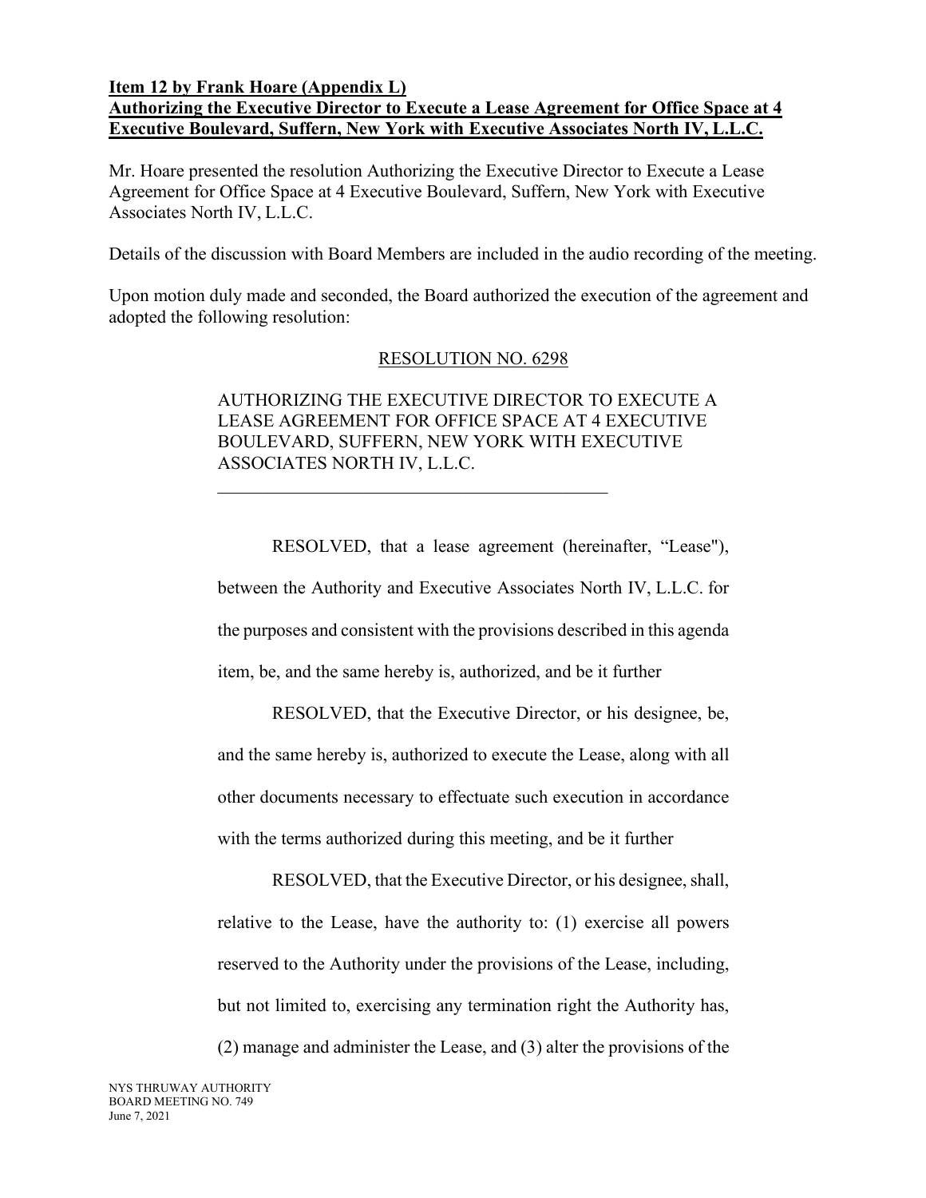**Item 12 by Frank Hoare (Appendix L)**
**Authorizing the Executive Director to Execute a Lease Agreement for Office Space at 4 Executive Boulevard, Suffern, New York with Executive Associates North IV, L.L.C.**

Mr. Hoare presented the resolution Authorizing the Executive Director to Execute a Lease Agreement for Office Space at 4 Executive Boulevard, Suffern, New York with Executive Associates North IV, L.L.C.

Details of the discussion with Board Members are included in the audio recording of the meeting.

Upon motion duly made and seconded, the Board authorized the execution of the agreement and adopted the following resolution:

RESOLUTION NO. 6298

AUTHORIZING THE EXECUTIVE DIRECTOR TO EXECUTE A LEASE AGREEMENT FOR OFFICE SPACE AT 4 EXECUTIVE BOULEVARD, SUFFERN, NEW YORK WITH EXECUTIVE ASSOCIATES NORTH IV, L.L.C.

RESOLVED, that a lease agreement (hereinafter, "Lease"), between the Authority and Executive Associates North IV, L.L.C. for the purposes and consistent with the provisions described in this agenda item, be, and the same hereby is, authorized, and be it further

RESOLVED, that the Executive Director, or his designee, be, and the same hereby is, authorized to execute the Lease, along with all other documents necessary to effectuate such execution in accordance with the terms authorized during this meeting, and be it further

RESOLVED, that the Executive Director, or his designee, shall, relative to the Lease, have the authority to: (1) exercise all powers reserved to the Authority under the provisions of the Lease, including, but not limited to, exercising any termination right the Authority has, (2) manage and administer the Lease, and (3) alter the provisions of the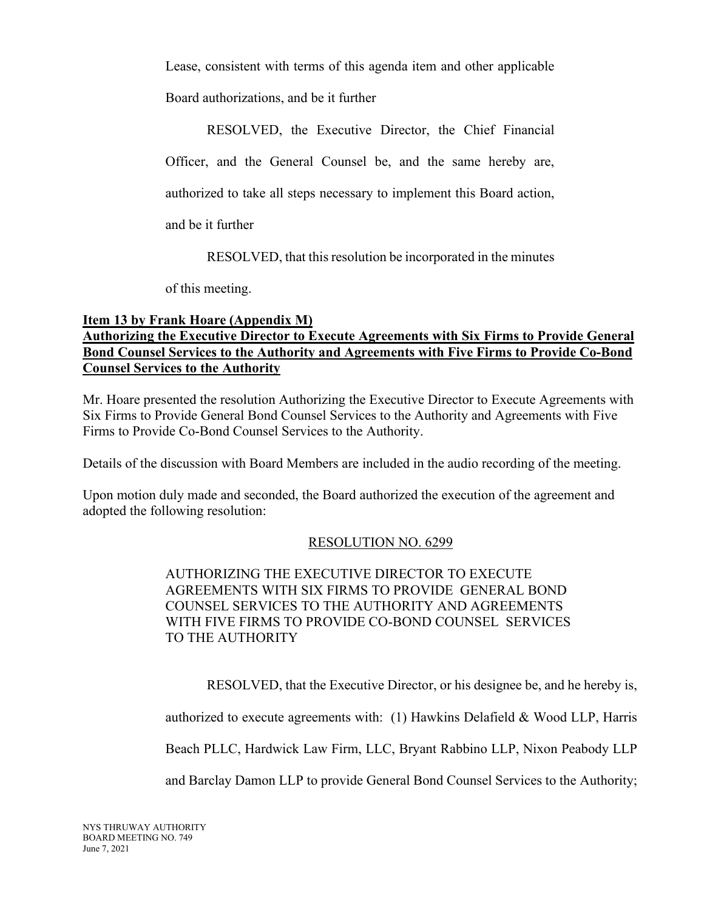Lease, consistent with terms of this agenda item and other applicable Board authorizations, and be it further

RESOLVED, the Executive Director, the Chief Financial Officer, and the General Counsel be, and the same hereby are, authorized to take all steps necessary to implement this Board action, and be it further

RESOLVED, that this resolution be incorporated in the minutes of this meeting.

**Item 13 by Frank Hoare (Appendix M)**
**Authorizing the Executive Director to Execute Agreements with Six Firms to Provide General Bond Counsel Services to the Authority and Agreements with Five Firms to Provide Co-Bond Counsel Services to the Authority**

Mr. Hoare presented the resolution Authorizing the Executive Director to Execute Agreements with Six Firms to Provide General Bond Counsel Services to the Authority and Agreements with Five Firms to Provide Co-Bond Counsel Services to the Authority.

Details of the discussion with Board Members are included in the audio recording of the meeting.

Upon motion duly made and seconded, the Board authorized the execution of the agreement and adopted the following resolution:

RESOLUTION NO. 6299

AUTHORIZING THE EXECUTIVE DIRECTOR TO EXECUTE AGREEMENTS WITH SIX FIRMS TO PROVIDE GENERAL BOND COUNSEL SERVICES TO THE AUTHORITY AND AGREEMENTS WITH FIVE FIRMS TO PROVIDE CO-BOND COUNSEL SERVICES TO THE AUTHORITY

RESOLVED, that the Executive Director, or his designee be, and he hereby is, authorized to execute agreements with: (1) Hawkins Delafield & Wood LLP, Harris Beach PLLC, Hardwick Law Firm, LLC, Bryant Rabbino LLP, Nixon Peabody LLP and Barclay Damon LLP to provide General Bond Counsel Services to the Authority;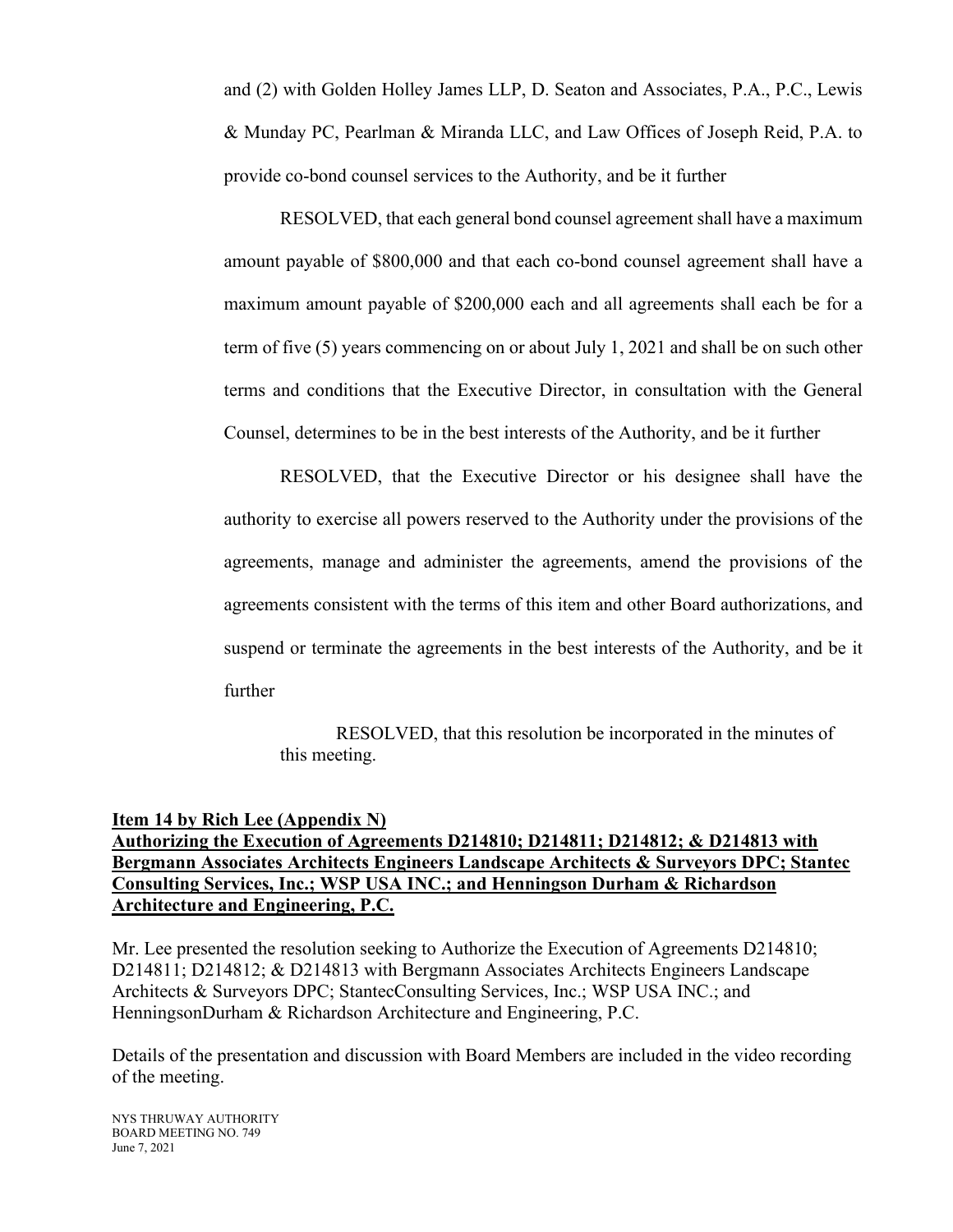and (2) with Golden Holley James LLP, D. Seaton and Associates, P.A., P.C., Lewis & Munday PC, Pearlman & Miranda LLC, and Law Offices of Joseph Reid, P.A. to provide co-bond counsel services to the Authority, and be it further

RESOLVED, that each general bond counsel agreement shall have a maximum amount payable of $800,000 and that each co-bond counsel agreement shall have a maximum amount payable of $200,000 each and all agreements shall each be for a term of five (5) years commencing on or about July 1, 2021 and shall be on such other terms and conditions that the Executive Director, in consultation with the General Counsel, determines to be in the best interests of the Authority, and be it further

RESOLVED, that the Executive Director or his designee shall have the authority to exercise all powers reserved to the Authority under the provisions of the agreements, manage and administer the agreements, amend the provisions of the agreements consistent with the terms of this item and other Board authorizations, and suspend or terminate the agreements in the best interests of the Authority, and be it further

RESOLVED, that this resolution be incorporated in the minutes of this meeting.

**Item 14 by Rich Lee (Appendix N)**
**Authorizing the Execution of Agreements D214810; D214811; D214812; & D214813 with Bergmann Associates Architects Engineers Landscape Architects & Surveyors DPC; Stantec Consulting Services, Inc.; WSP USA INC.; and Henningson Durham & Richardson Architecture and Engineering, P.C.**

Mr. Lee presented the resolution seeking to Authorize the Execution of Agreements D214810; D214811; D214812; & D214813 with Bergmann Associates Architects Engineers Landscape Architects & Surveyors DPC; StantecConsulting Services, Inc.; WSP USA INC.; and HenningsonDurham & Richardson Architecture and Engineering, P.C.

Details of the presentation and discussion with Board Members are included in the video recording of the meeting.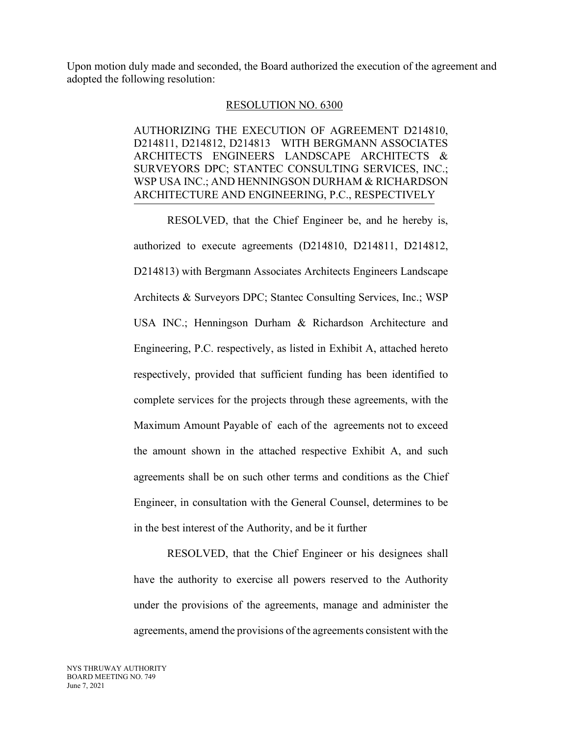Upon motion duly made and seconded, the Board authorized the execution of the agreement and adopted the following resolution:

RESOLUTION NO. 6300

AUTHORIZING THE EXECUTION OF AGREEMENT D214810, D214811, D214812, D214813 WITH BERGMANN ASSOCIATES ARCHITECTS ENGINEERS LANDSCAPE ARCHITECTS & SURVEYORS DPC; STANTEC CONSULTING SERVICES, INC.; WSP USA INC.; AND HENNINGSON DURHAM & RICHARDSON ARCHITECTURE AND ENGINEERING, P.C., RESPECTIVELY

RESOLVED, that the Chief Engineer be, and he hereby is, authorized to execute agreements (D214810, D214811, D214812, D214813) with Bergmann Associates Architects Engineers Landscape Architects & Surveyors DPC; Stantec Consulting Services, Inc.; WSP USA INC.; Henningson Durham & Richardson Architecture and Engineering, P.C. respectively, as listed in Exhibit A, attached hereto respectively, provided that sufficient funding has been identified to complete services for the projects through these agreements, with the Maximum Amount Payable of each of the agreements not to exceed the amount shown in the attached respective Exhibit A, and such agreements shall be on such other terms and conditions as the Chief Engineer, in consultation with the General Counsel, determines to be in the best interest of the Authority, and be it further

RESOLVED, that the Chief Engineer or his designees shall have the authority to exercise all powers reserved to the Authority under the provisions of the agreements, manage and administer the agreements, amend the provisions of the agreements consistent with the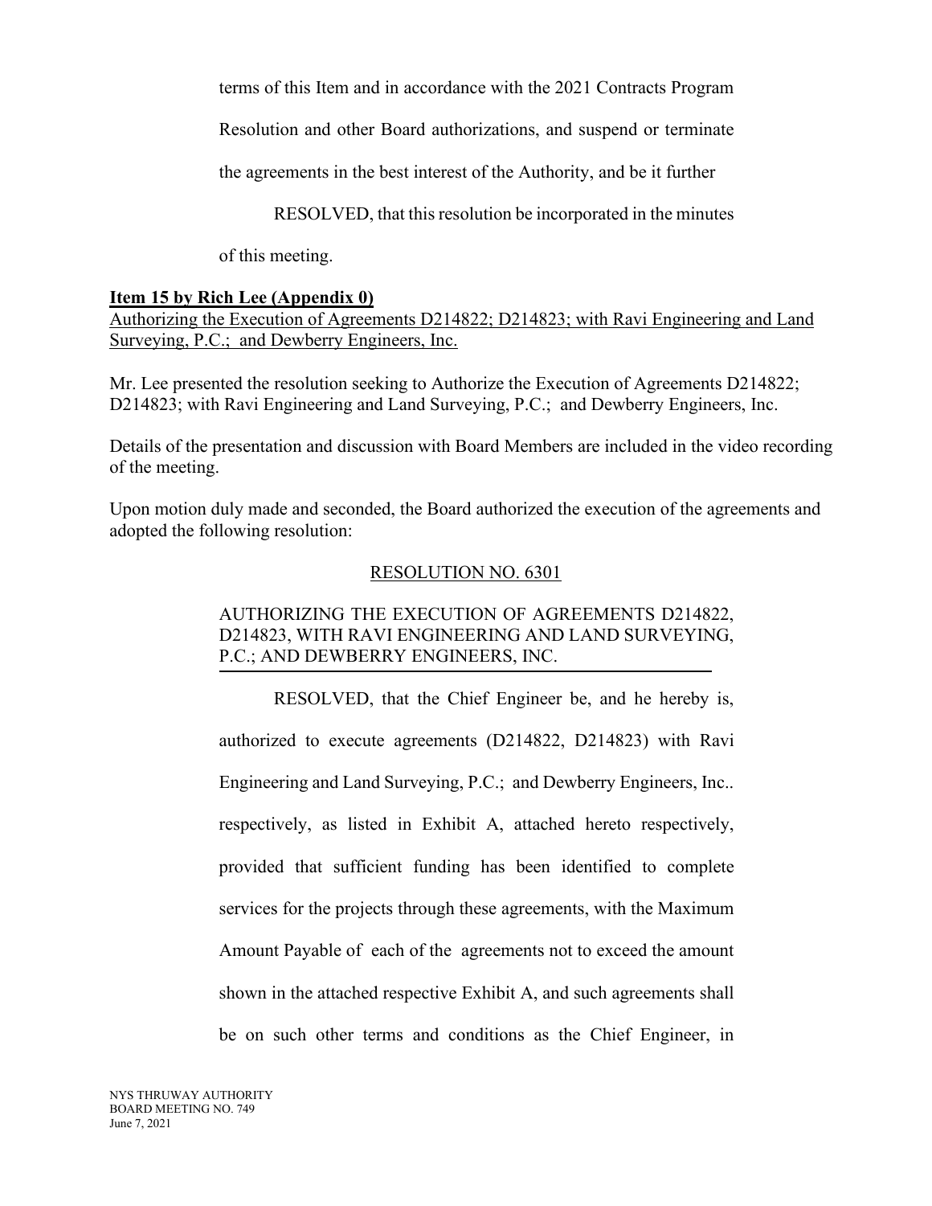terms of this Item and in accordance with the 2021 Contracts Program Resolution and other Board authorizations, and suspend or terminate the agreements in the best interest of the Authority, and be it further

RESOLVED, that this resolution be incorporated in the minutes of this meeting.

**Item 15 by Rich Lee (Appendix 0)**

Authorizing the Execution of Agreements D214822; D214823; with Ravi Engineering and Land Surveying, P.C.; and Dewberry Engineers, Inc.

Mr. Lee presented the resolution seeking to Authorize the Execution of Agreements D214822; D214823; with Ravi Engineering and Land Surveying, P.C.; and Dewberry Engineers, Inc.

Details of the presentation and discussion with Board Members are included in the video recording of the meeting.

Upon motion duly made and seconded, the Board authorized the execution of the agreements and adopted the following resolution:

RESOLUTION NO. 6301

AUTHORIZING THE EXECUTION OF AGREEMENTS D214822, D214823, WITH RAVI ENGINEERING AND LAND SURVEYING, P.C.; AND DEWBERRY ENGINEERS, INC.

RESOLVED, that the Chief Engineer be, and he hereby is, authorized to execute agreements (D214822, D214823) with Ravi Engineering and Land Surveying, P.C.; and Dewberry Engineers, Inc.. respectively, as listed in Exhibit A, attached hereto respectively, provided that sufficient funding has been identified to complete services for the projects through these agreements, with the Maximum Amount Payable of each of the agreements not to exceed the amount shown in the attached respective Exhibit A, and such agreements shall be on such other terms and conditions as the Chief Engineer, in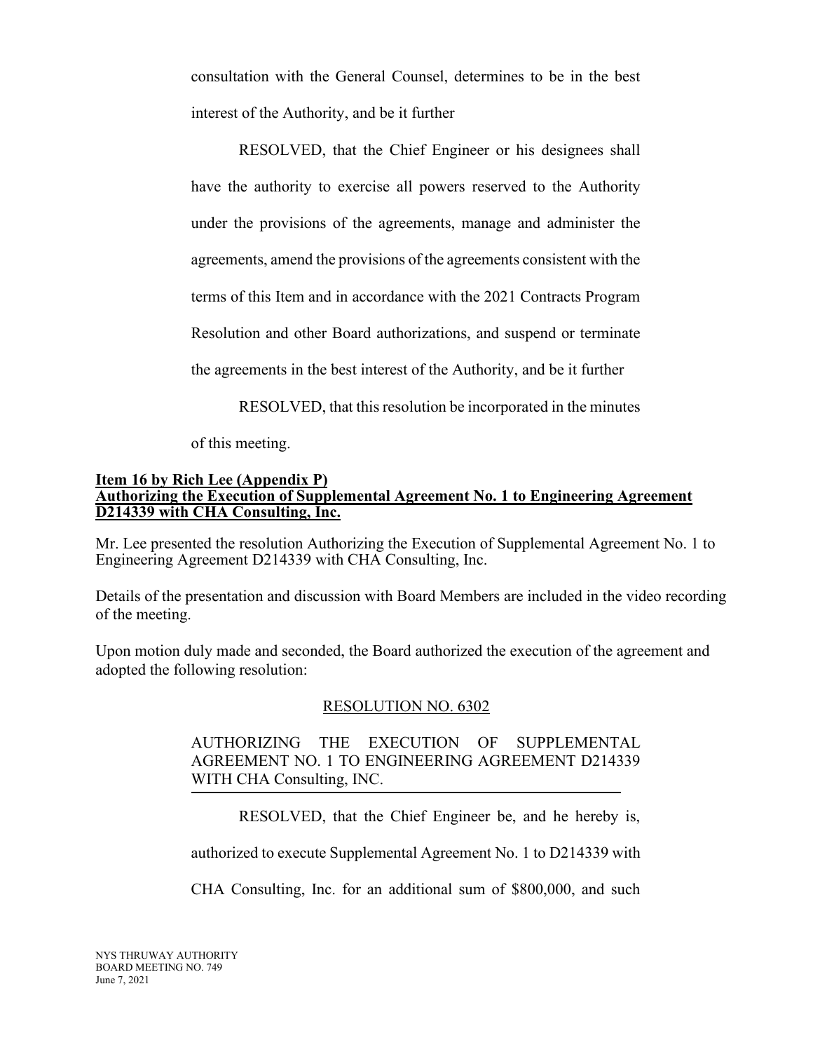consultation with the General Counsel, determines to be in the best interest of the Authority, and be it further

RESOLVED, that the Chief Engineer or his designees shall have the authority to exercise all powers reserved to the Authority under the provisions of the agreements, manage and administer the agreements, amend the provisions of the agreements consistent with the terms of this Item and in accordance with the 2021 Contracts Program Resolution and other Board authorizations, and suspend or terminate the agreements in the best interest of the Authority, and be it further

RESOLVED, that this resolution be incorporated in the minutes of this meeting.

**Item 16 by Rich Lee (Appendix P)**
**Authorizing the Execution of Supplemental Agreement No. 1 to Engineering Agreement D214339 with CHA Consulting, Inc.**

Mr. Lee presented the resolution Authorizing the Execution of Supplemental Agreement No. 1 to Engineering Agreement D214339 with CHA Consulting, Inc.

Details of the presentation and discussion with Board Members are included in the video recording of the meeting.

Upon motion duly made and seconded, the Board authorized the execution of the agreement and adopted the following resolution:

RESOLUTION NO. 6302

AUTHORIZING THE EXECUTION OF SUPPLEMENTAL AGREEMENT NO. 1 TO ENGINEERING AGREEMENT D214339 WITH CHA Consulting, INC.

RESOLVED, that the Chief Engineer be, and he hereby is, authorized to execute Supplemental Agreement No. 1 to D214339 with CHA Consulting, Inc. for an additional sum of $800,000, and such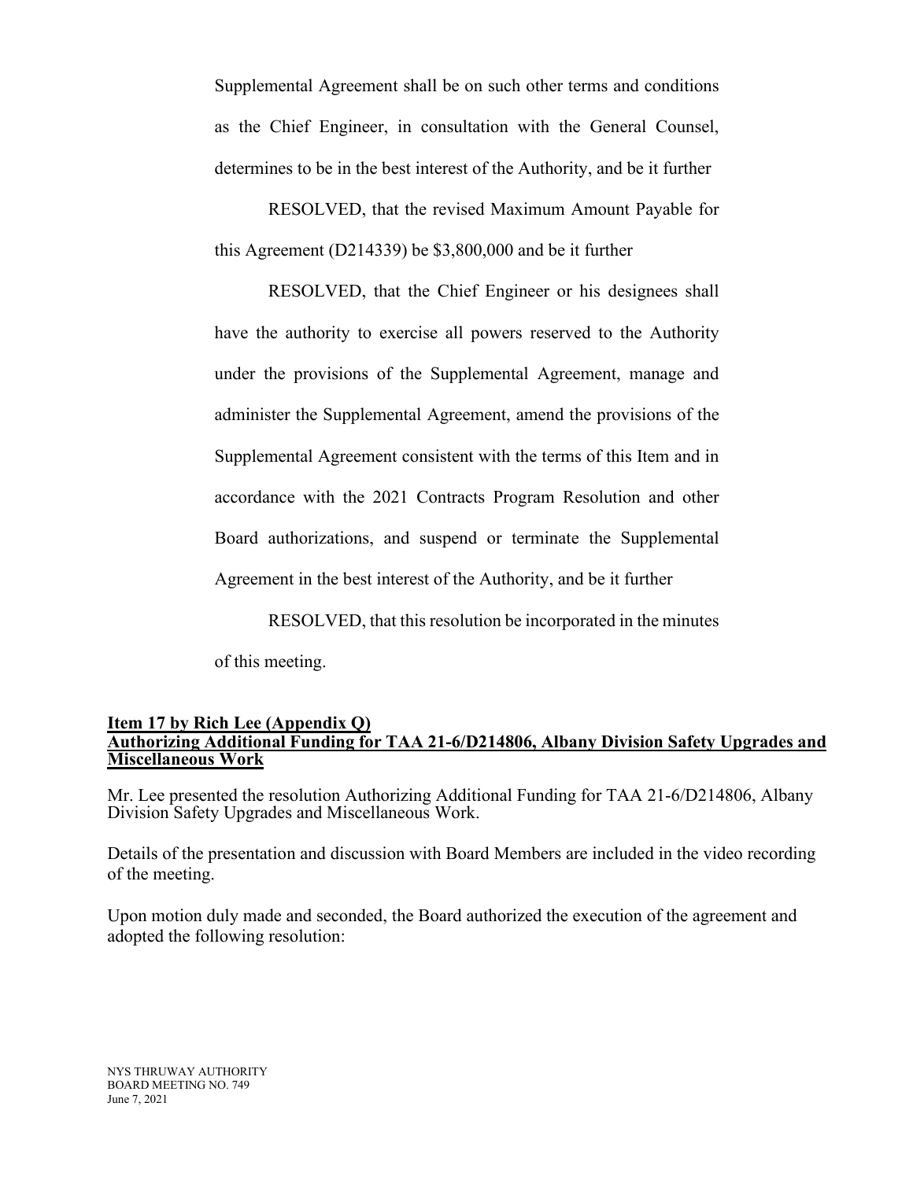Supplemental Agreement shall be on such other terms and conditions as the Chief Engineer, in consultation with the General Counsel, determines to be in the best interest of the Authority, and be it further

RESOLVED, that the revised Maximum Amount Payable for this Agreement (D214339) be $3,800,000 and be it further

RESOLVED, that the Chief Engineer or his designees shall have the authority to exercise all powers reserved to the Authority under the provisions of the Supplemental Agreement, manage and administer the Supplemental Agreement, amend the provisions of the Supplemental Agreement consistent with the terms of this Item and in accordance with the 2021 Contracts Program Resolution and other Board authorizations, and suspend or terminate the Supplemental Agreement in the best interest of the Authority, and be it further

RESOLVED, that this resolution be incorporated in the minutes of this meeting.

**Item 17 by Rich Lee (Appendix Q)**
**Authorizing Additional Funding for TAA 21-6/D214806, Albany Division Safety Upgrades and Miscellaneous Work**

Mr. Lee presented the resolution Authorizing Additional Funding for TAA 21-6/D214806, Albany Division Safety Upgrades and Miscellaneous Work.

Details of the presentation and discussion with Board Members are included in the video recording of the meeting.

Upon motion duly made and seconded, the Board authorized the execution of the agreement and adopted the following resolution: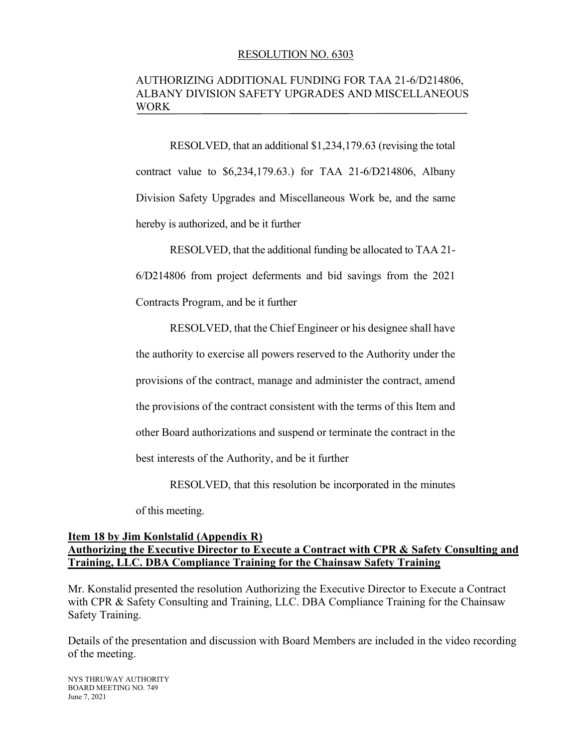RESOLUTION NO. 6303

AUTHORIZING ADDITIONAL FUNDING FOR TAA 21-6/D214806, ALBANY DIVISION SAFETY UPGRADES AND MISCELLANEOUS WORK

RESOLVED, that an additional $1,234,179.63 (revising the total contract value to $6,234,179.63.) for TAA 21-6/D214806, Albany Division Safety Upgrades and Miscellaneous Work be, and the same hereby is authorized, and be it further

RESOLVED, that the additional funding be allocated to TAA 21-6/D214806 from project deferments and bid savings from the 2021 Contracts Program, and be it further

RESOLVED, that the Chief Engineer or his designee shall have the authority to exercise all powers reserved to the Authority under the provisions of the contract, manage and administer the contract, amend the provisions of the contract consistent with the terms of this Item and other Board authorizations and suspend or terminate the contract in the best interests of the Authority, and be it further

RESOLVED, that this resolution be incorporated in the minutes of this meeting.

**Item 18 by Jim Konlstalid (Appendix R)**
**Authorizing the Executive Director to Execute a Contract with CPR & Safety Consulting and Training, LLC. DBA Compliance Training for the Chainsaw Safety Training**

Mr. Konstalid presented the resolution Authorizing the Executive Director to Execute a Contract with CPR & Safety Consulting and Training, LLC. DBA Compliance Training for the Chainsaw Safety Training.

Details of the presentation and discussion with Board Members are included in the video recording of the meeting.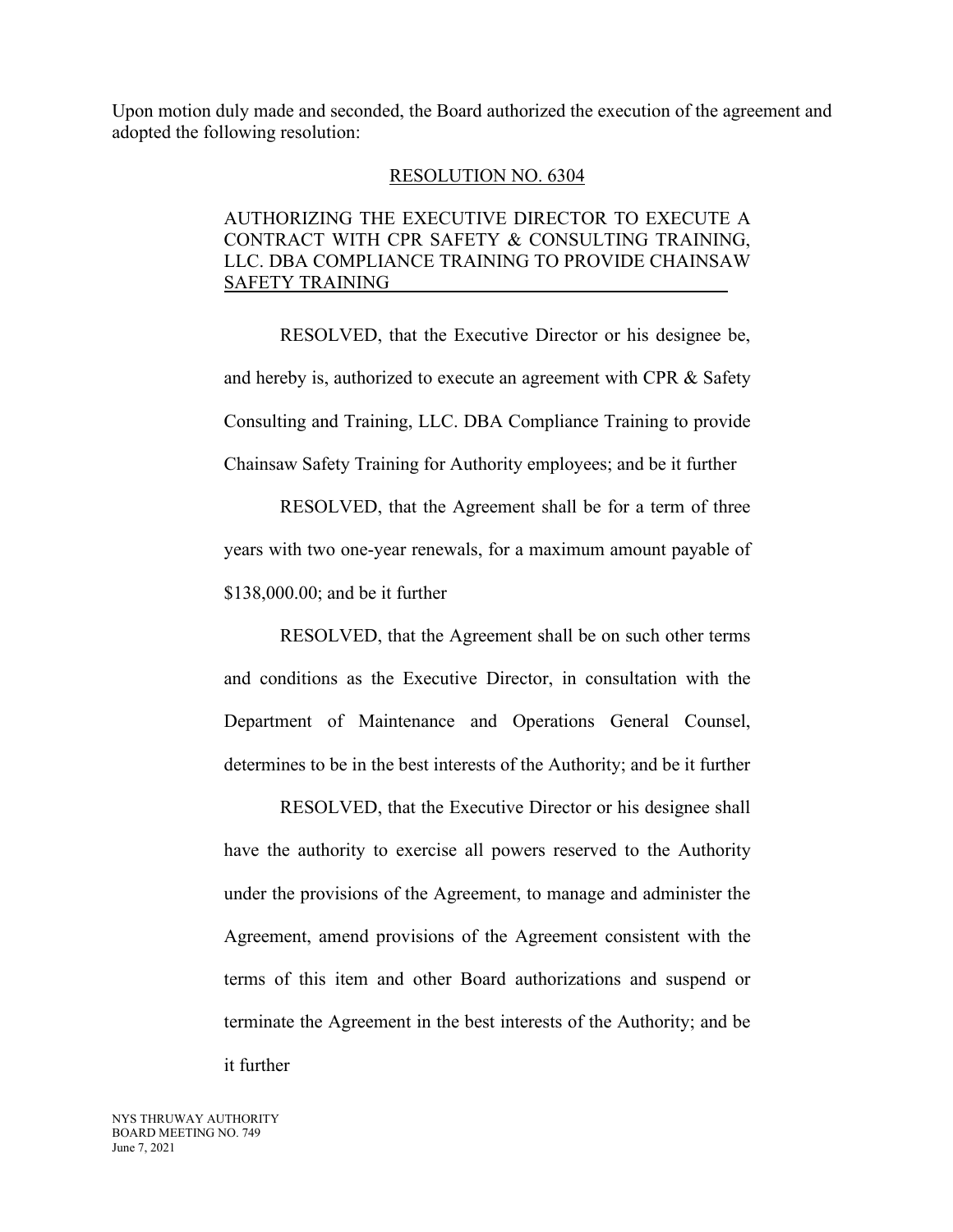Upon motion duly made and seconded, the Board authorized the execution of the agreement and adopted the following resolution:

RESOLUTION NO. 6304

AUTHORIZING THE EXECUTIVE DIRECTOR TO EXECUTE A CONTRACT WITH CPR SAFETY & CONSULTING TRAINING, LLC. DBA COMPLIANCE TRAINING TO PROVIDE CHAINSAW SAFETY TRAINING

RESOLVED, that the Executive Director or his designee be, and hereby is, authorized to execute an agreement with CPR & Safety Consulting and Training, LLC. DBA Compliance Training to provide Chainsaw Safety Training for Authority employees; and be it further

RESOLVED, that the Agreement shall be for a term of three years with two one-year renewals, for a maximum amount payable of $138,000.00; and be it further

RESOLVED, that the Agreement shall be on such other terms and conditions as the Executive Director, in consultation with the Department of Maintenance and Operations General Counsel, determines to be in the best interests of the Authority; and be it further

RESOLVED, that the Executive Director or his designee shall have the authority to exercise all powers reserved to the Authority under the provisions of the Agreement, to manage and administer the Agreement, amend provisions of the Agreement consistent with the terms of this item and other Board authorizations and suspend or terminate the Agreement in the best interests of the Authority; and be it further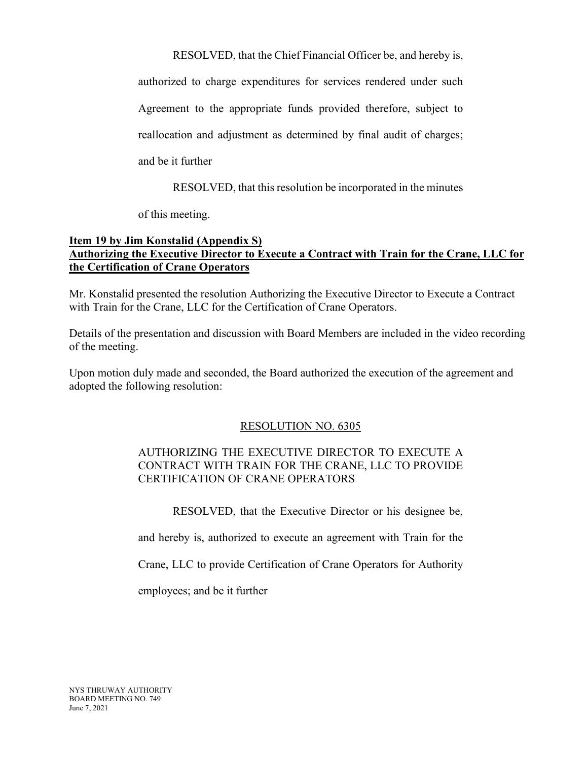RESOLVED, that the Chief Financial Officer be, and hereby is, authorized to charge expenditures for services rendered under such Agreement to the appropriate funds provided therefore, subject to reallocation and adjustment as determined by final audit of charges; and be it further

RESOLVED, that this resolution be incorporated in the minutes of this meeting.

**Item 19 by Jim Konstalid (Appendix S)**
**Authorizing the Executive Director to Execute a Contract with Train for the Crane, LLC for the Certification of Crane Operators**

Mr. Konstalid presented the resolution Authorizing the Executive Director to Execute a Contract with Train for the Crane, LLC for the Certification of Crane Operators.

Details of the presentation and discussion with Board Members are included in the video recording of the meeting.

Upon motion duly made and seconded, the Board authorized the execution of the agreement and adopted the following resolution:

RESOLUTION NO. 6305

AUTHORIZING THE EXECUTIVE DIRECTOR TO EXECUTE A CONTRACT WITH TRAIN FOR THE CRANE, LLC TO PROVIDE CERTIFICATION OF CRANE OPERATORS

RESOLVED, that the Executive Director or his designee be, and hereby is, authorized to execute an agreement with Train for the Crane, LLC to provide Certification of Crane Operators for Authority employees; and be it further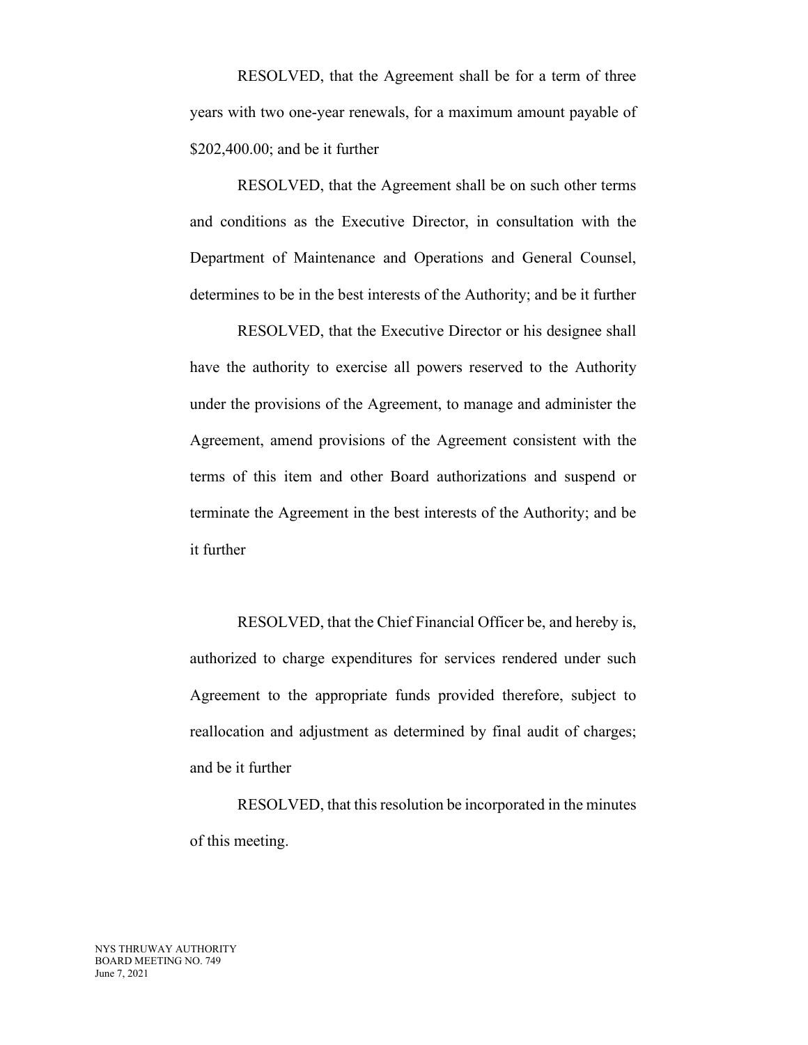RESOLVED, that the Agreement shall be for a term of three years with two one-year renewals, for a maximum amount payable of $202,400.00; and be it further

RESOLVED, that the Agreement shall be on such other terms and conditions as the Executive Director, in consultation with the Department of Maintenance and Operations and General Counsel, determines to be in the best interests of the Authority; and be it further

RESOLVED, that the Executive Director or his designee shall have the authority to exercise all powers reserved to the Authority under the provisions of the Agreement, to manage and administer the Agreement, amend provisions of the Agreement consistent with the terms of this item and other Board authorizations and suspend or terminate the Agreement in the best interests of the Authority; and be it further

RESOLVED, that the Chief Financial Officer be, and hereby is, authorized to charge expenditures for services rendered under such Agreement to the appropriate funds provided therefore, subject to reallocation and adjustment as determined by final audit of charges; and be it further

RESOLVED, that this resolution be incorporated in the minutes of this meeting.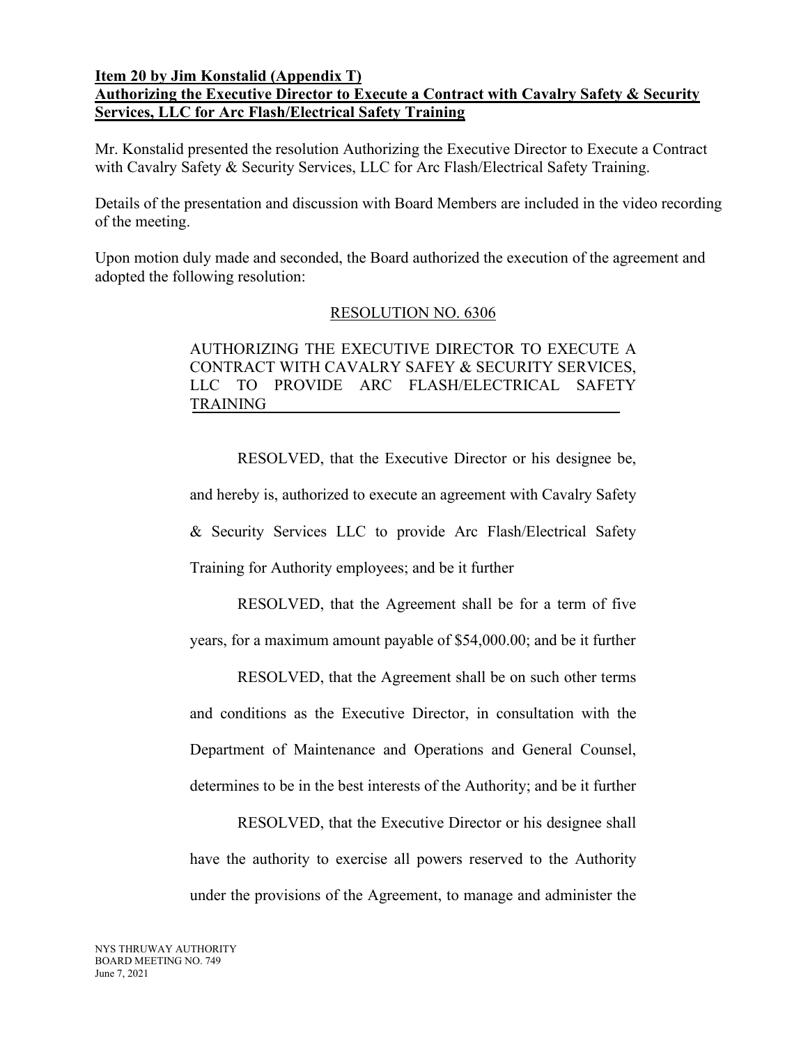**Item 20 by Jim Konstalid (Appendix T)**
**Authorizing the Executive Director to Execute a Contract with Cavalry Safety & Security Services, LLC for Arc Flash/Electrical Safety Training**

Mr. Konstalid presented the resolution Authorizing the Executive Director to Execute a Contract with Cavalry Safety & Security Services, LLC for Arc Flash/Electrical Safety Training.

Details of the presentation and discussion with Board Members are included in the video recording of the meeting.

Upon motion duly made and seconded, the Board authorized the execution of the agreement and adopted the following resolution:

RESOLUTION NO. 6306

AUTHORIZING THE EXECUTIVE DIRECTOR TO EXECUTE A CONTRACT WITH CAVALRY SAFEY & SECURITY SERVICES, LLC TO PROVIDE ARC FLASH/ELECTRICAL SAFETY TRAINING

RESOLVED, that the Executive Director or his designee be, and hereby is, authorized to execute an agreement with Cavalry Safety & Security Services LLC to provide Arc Flash/Electrical Safety Training for Authority employees; and be it further

RESOLVED, that the Agreement shall be for a term of five years, for a maximum amount payable of $54,000.00; and be it further

RESOLVED, that the Agreement shall be on such other terms and conditions as the Executive Director, in consultation with the Department of Maintenance and Operations and General Counsel, determines to be in the best interests of the Authority; and be it further

RESOLVED, that the Executive Director or his designee shall have the authority to exercise all powers reserved to the Authority under the provisions of the Agreement, to manage and administer the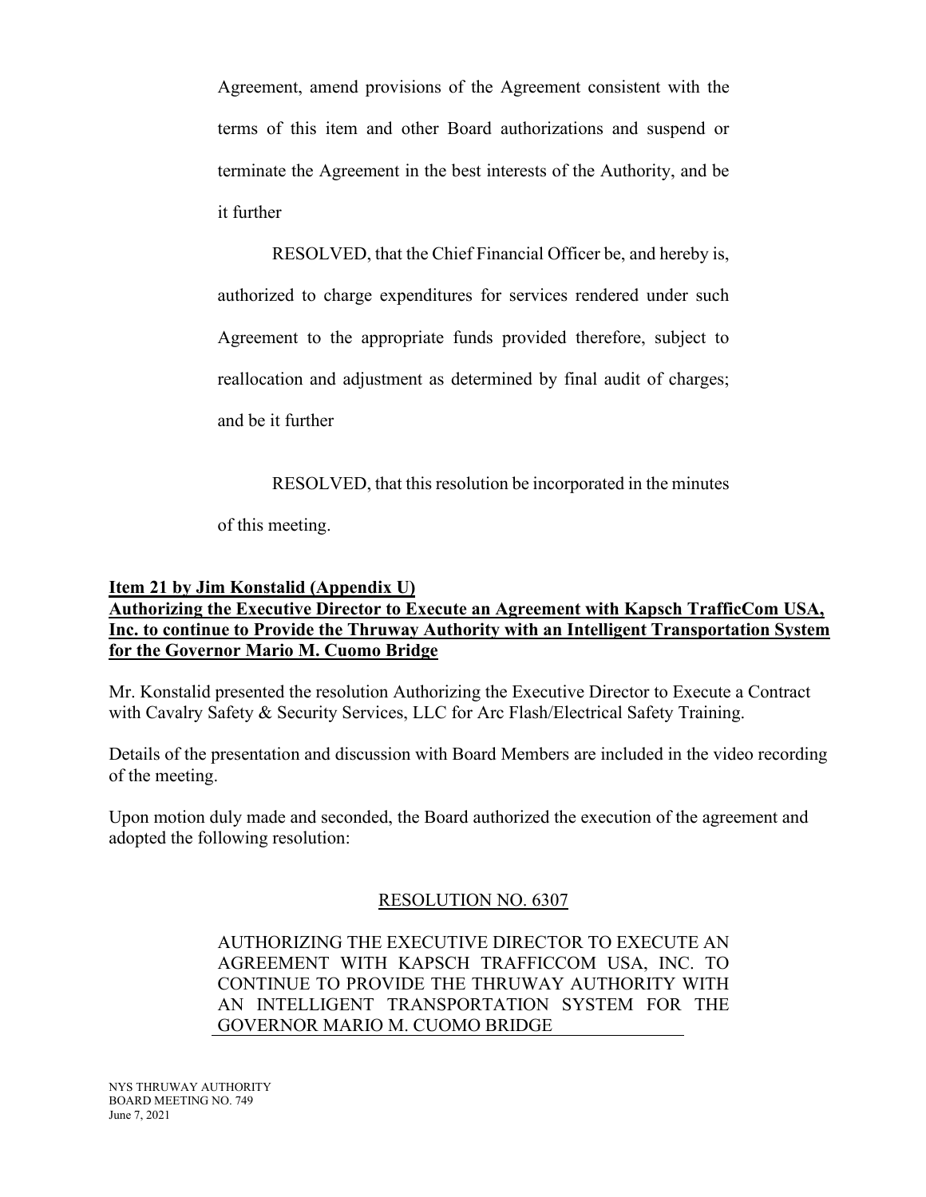Agreement, amend provisions of the Agreement consistent with the terms of this item and other Board authorizations and suspend or terminate the Agreement in the best interests of the Authority, and be it further

RESOLVED, that the Chief Financial Officer be, and hereby is, authorized to charge expenditures for services rendered under such Agreement to the appropriate funds provided therefore, subject to reallocation and adjustment as determined by final audit of charges; and be it further

RESOLVED, that this resolution be incorporated in the minutes of this meeting.

**Item 21 by Jim Konstalid (Appendix U)**
**Authorizing the Executive Director to Execute an Agreement with Kapsch TrafficCom USA, Inc. to continue to Provide the Thruway Authority with an Intelligent Transportation System for the Governor Mario M. Cuomo Bridge**

Mr. Konstalid presented the resolution Authorizing the Executive Director to Execute a Contract with Cavalry Safety & Security Services, LLC for Arc Flash/Electrical Safety Training.

Details of the presentation and discussion with Board Members are included in the video recording of the meeting.

Upon motion duly made and seconded, the Board authorized the execution of the agreement and adopted the following resolution:

RESOLUTION NO. 6307

AUTHORIZING THE EXECUTIVE DIRECTOR TO EXECUTE AN AGREEMENT WITH KAPSCH TRAFFICCOM USA, INC. TO CONTINUE TO PROVIDE THE THRUWAY AUTHORITY WITH AN INTELLIGENT TRANSPORTATION SYSTEM FOR THE GOVERNOR MARIO M. CUOMO BRIDGE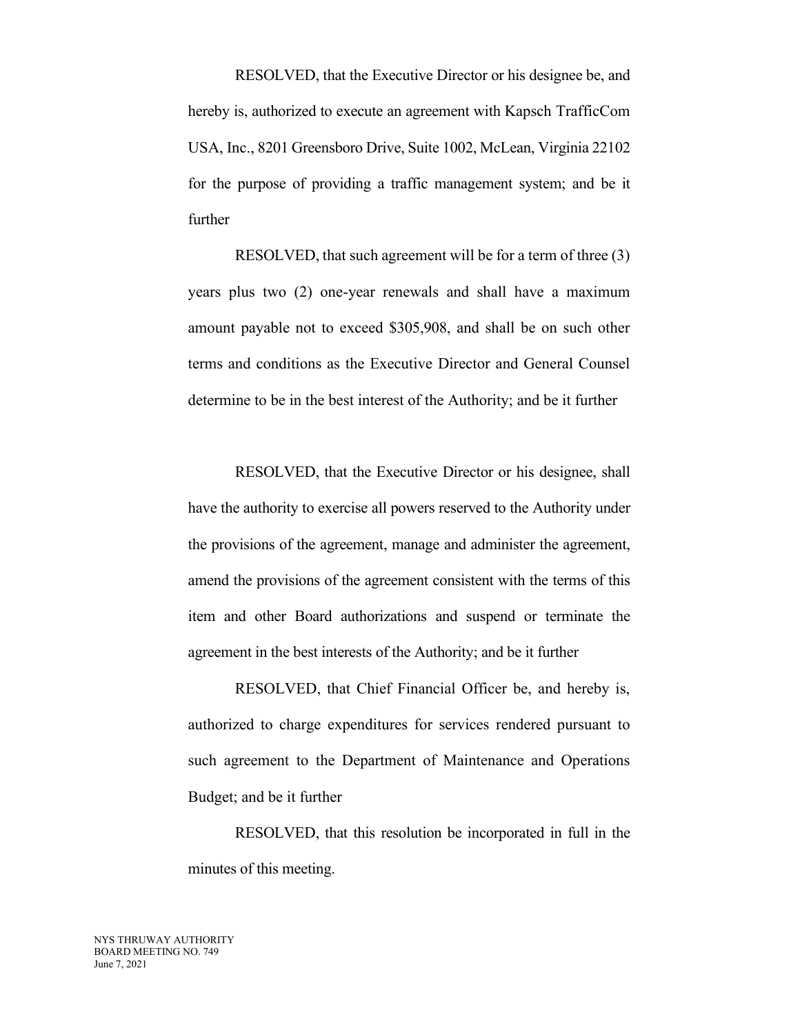RESOLVED, that the Executive Director or his designee be, and hereby is, authorized to execute an agreement with Kapsch TrafficCom USA, Inc., 8201 Greensboro Drive, Suite 1002, McLean, Virginia 22102 for the purpose of providing a traffic management system; and be it further

RESOLVED, that such agreement will be for a term of three (3) years plus two (2) one-year renewals and shall have a maximum amount payable not to exceed $305,908, and shall be on such other terms and conditions as the Executive Director and General Counsel determine to be in the best interest of the Authority; and be it further

RESOLVED, that the Executive Director or his designee, shall have the authority to exercise all powers reserved to the Authority under the provisions of the agreement, manage and administer the agreement, amend the provisions of the agreement consistent with the terms of this item and other Board authorizations and suspend or terminate the agreement in the best interests of the Authority; and be it further

RESOLVED, that Chief Financial Officer be, and hereby is, authorized to charge expenditures for services rendered pursuant to such agreement to the Department of Maintenance and Operations Budget; and be it further

RESOLVED, that this resolution be incorporated in full in the minutes of this meeting.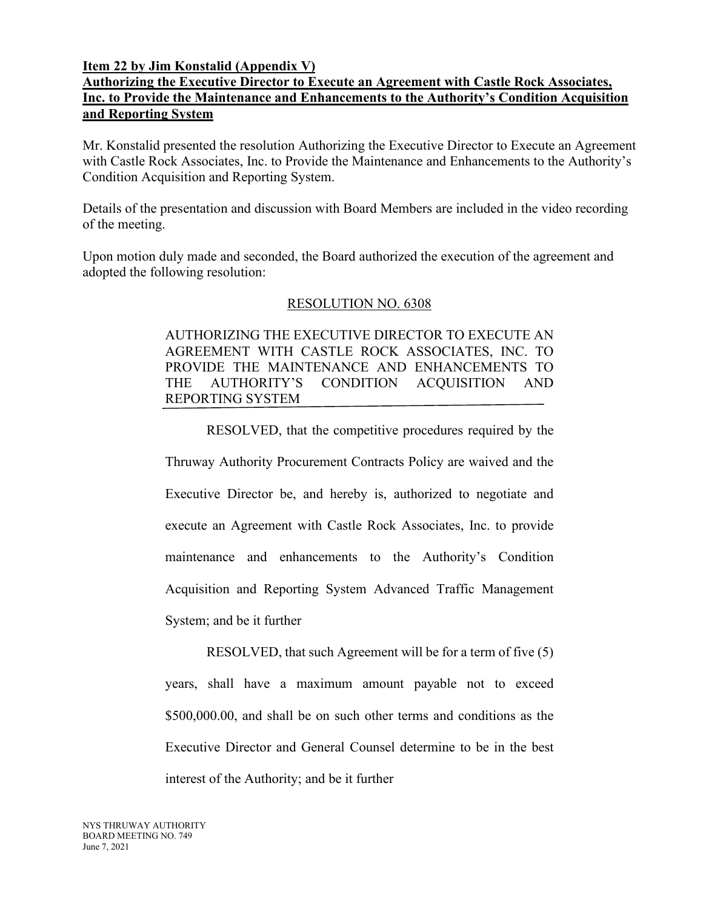**Item 22 by Jim Konstalid (Appendix V)**
**Authorizing the Executive Director to Execute an Agreement with Castle Rock Associates, Inc. to Provide the Maintenance and Enhancements to the Authority's Condition Acquisition and Reporting System**

Mr. Konstalid presented the resolution Authorizing the Executive Director to Execute an Agreement with Castle Rock Associates, Inc. to Provide the Maintenance and Enhancements to the Authority's Condition Acquisition and Reporting System.

Details of the presentation and discussion with Board Members are included in the video recording of the meeting.

Upon motion duly made and seconded, the Board authorized the execution of the agreement and adopted the following resolution:

RESOLUTION NO. 6308

AUTHORIZING THE EXECUTIVE DIRECTOR TO EXECUTE AN AGREEMENT WITH CASTLE ROCK ASSOCIATES, INC. TO PROVIDE THE MAINTENANCE AND ENHANCEMENTS TO THE AUTHORITY'S CONDITION ACQUISITION AND REPORTING SYSTEM

RESOLVED, that the competitive procedures required by the Thruway Authority Procurement Contracts Policy are waived and the Executive Director be, and hereby is, authorized to negotiate and execute an Agreement with Castle Rock Associates, Inc. to provide maintenance and enhancements to the Authority's Condition Acquisition and Reporting System Advanced Traffic Management System; and be it further

RESOLVED, that such Agreement will be for a term of five (5) years, shall have a maximum amount payable not to exceed $500,000.00, and shall be on such other terms and conditions as the Executive Director and General Counsel determine to be in the best interest of the Authority; and be it further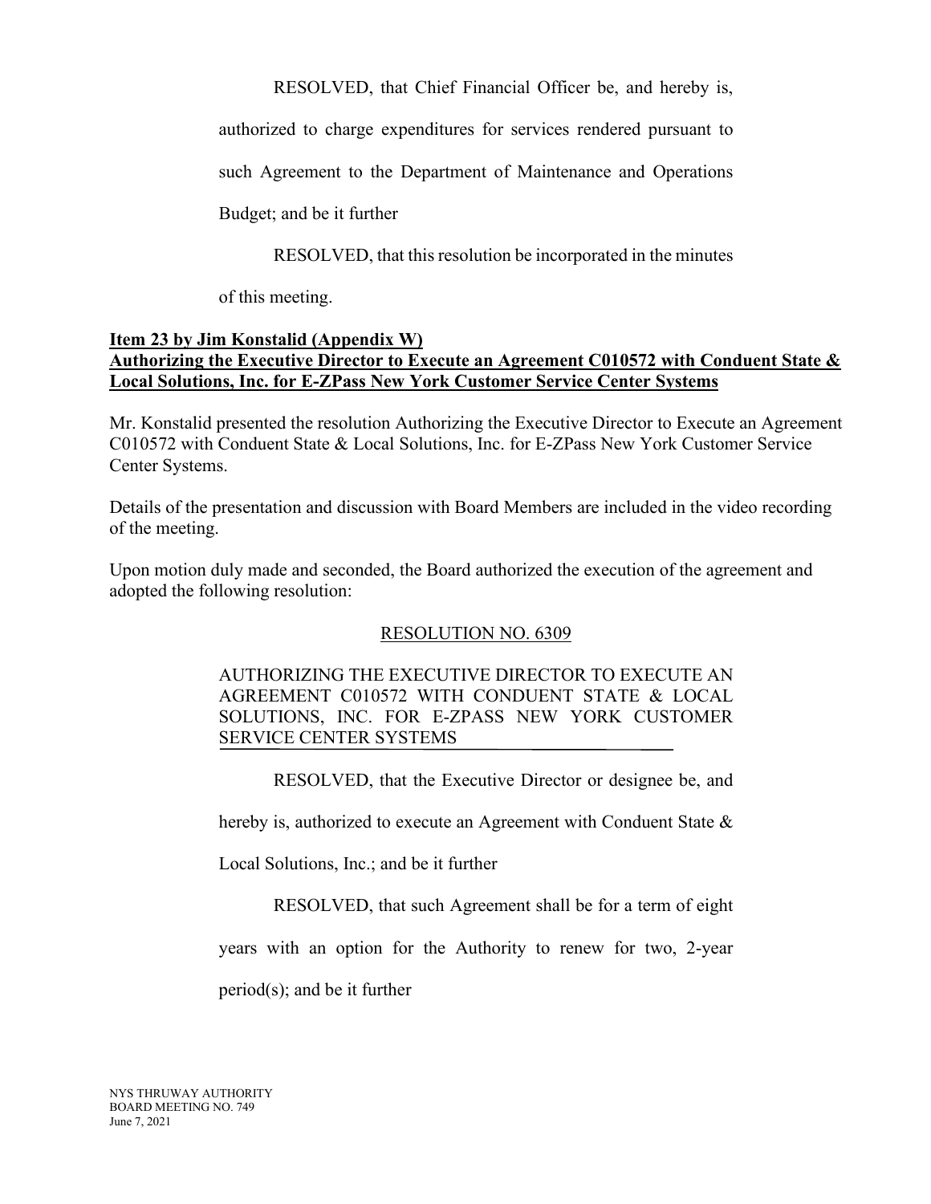RESOLVED, that Chief Financial Officer be, and hereby is, authorized to charge expenditures for services rendered pursuant to such Agreement to the Department of Maintenance and Operations Budget; and be it further

RESOLVED, that this resolution be incorporated in the minutes of this meeting.

**Item 23 by Jim Konstalid (Appendix W)**
**Authorizing the Executive Director to Execute an Agreement C010572 with Conduent State & Local Solutions, Inc. for E-ZPass New York Customer Service Center Systems**

Mr. Konstalid presented the resolution Authorizing the Executive Director to Execute an Agreement C010572 with Conduent State & Local Solutions, Inc. for E-ZPass New York Customer Service Center Systems.

Details of the presentation and discussion with Board Members are included in the video recording of the meeting.

Upon motion duly made and seconded, the Board authorized the execution of the agreement and adopted the following resolution:

RESOLUTION NO. 6309

AUTHORIZING THE EXECUTIVE DIRECTOR TO EXECUTE AN AGREEMENT C010572 WITH CONDUENT STATE & LOCAL SOLUTIONS, INC. FOR E-ZPASS NEW YORK CUSTOMER SERVICE CENTER SYSTEMS

RESOLVED, that the Executive Director or designee be, and hereby is, authorized to execute an Agreement with Conduent State & Local Solutions, Inc.; and be it further

RESOLVED, that such Agreement shall be for a term of eight years with an option for the Authority to renew for two, 2-year period(s); and be it further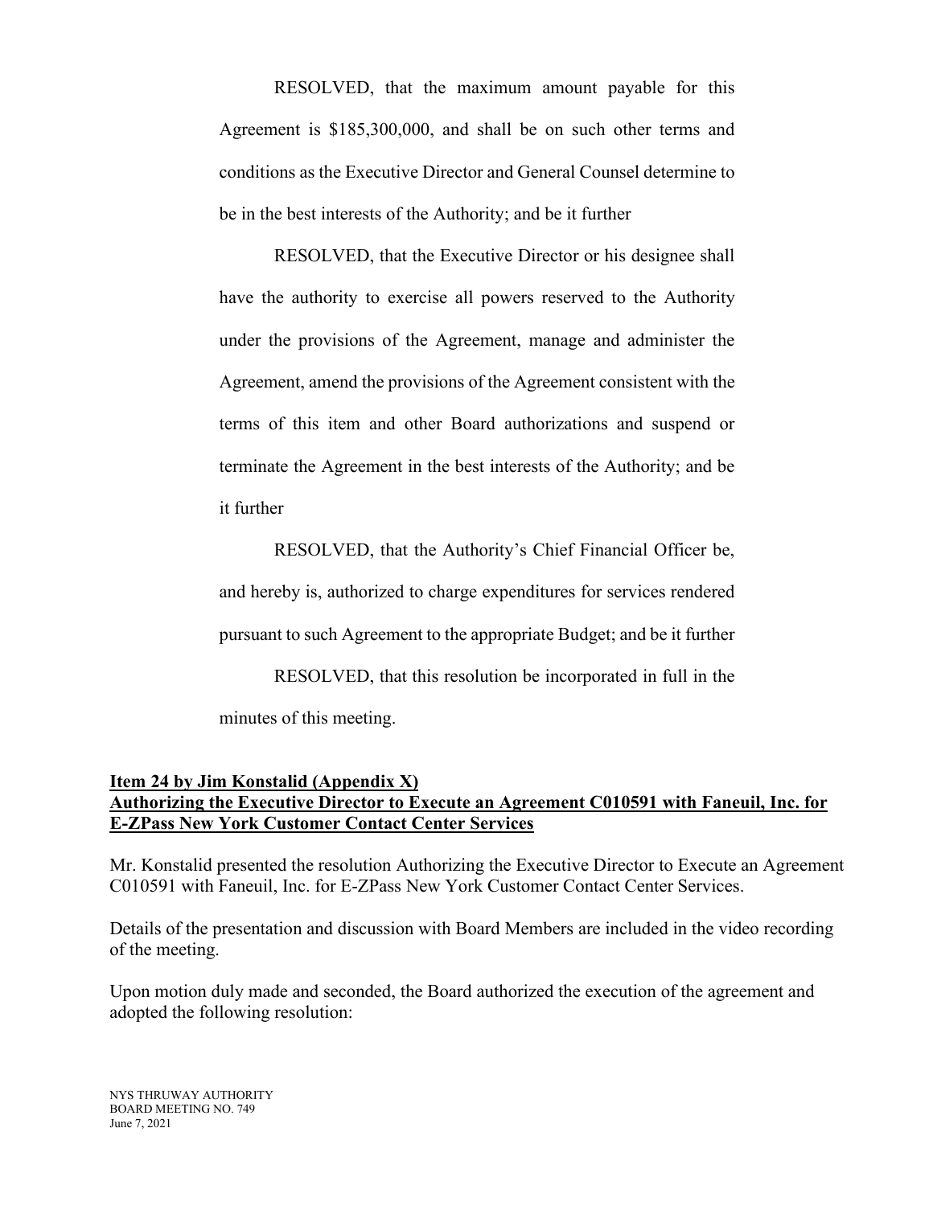RESOLVED, that the maximum amount payable for this Agreement is $185,300,000, and shall be on such other terms and conditions as the Executive Director and General Counsel determine to be in the best interests of the Authority; and be it further

RESOLVED, that the Executive Director or his designee shall have the authority to exercise all powers reserved to the Authority under the provisions of the Agreement, manage and administer the Agreement, amend the provisions of the Agreement consistent with the terms of this item and other Board authorizations and suspend or terminate the Agreement in the best interests of the Authority; and be it further

RESOLVED, that the Authority's Chief Financial Officer be, and hereby is, authorized to charge expenditures for services rendered pursuant to such Agreement to the appropriate Budget; and be it further

RESOLVED, that this resolution be incorporated in full in the minutes of this meeting.

**Item 24 by Jim Konstalid (Appendix X)**
**Authorizing the Executive Director to Execute an Agreement C010591 with Faneuil, Inc. for E-ZPass New York Customer Contact Center Services**

Mr. Konstalid presented the resolution Authorizing the Executive Director to Execute an Agreement C010591 with Faneuil, Inc. for E-ZPass New York Customer Contact Center Services.

Details of the presentation and discussion with Board Members are included in the video recording of the meeting.

Upon motion duly made and seconded, the Board authorized the execution of the agreement and adopted the following resolution: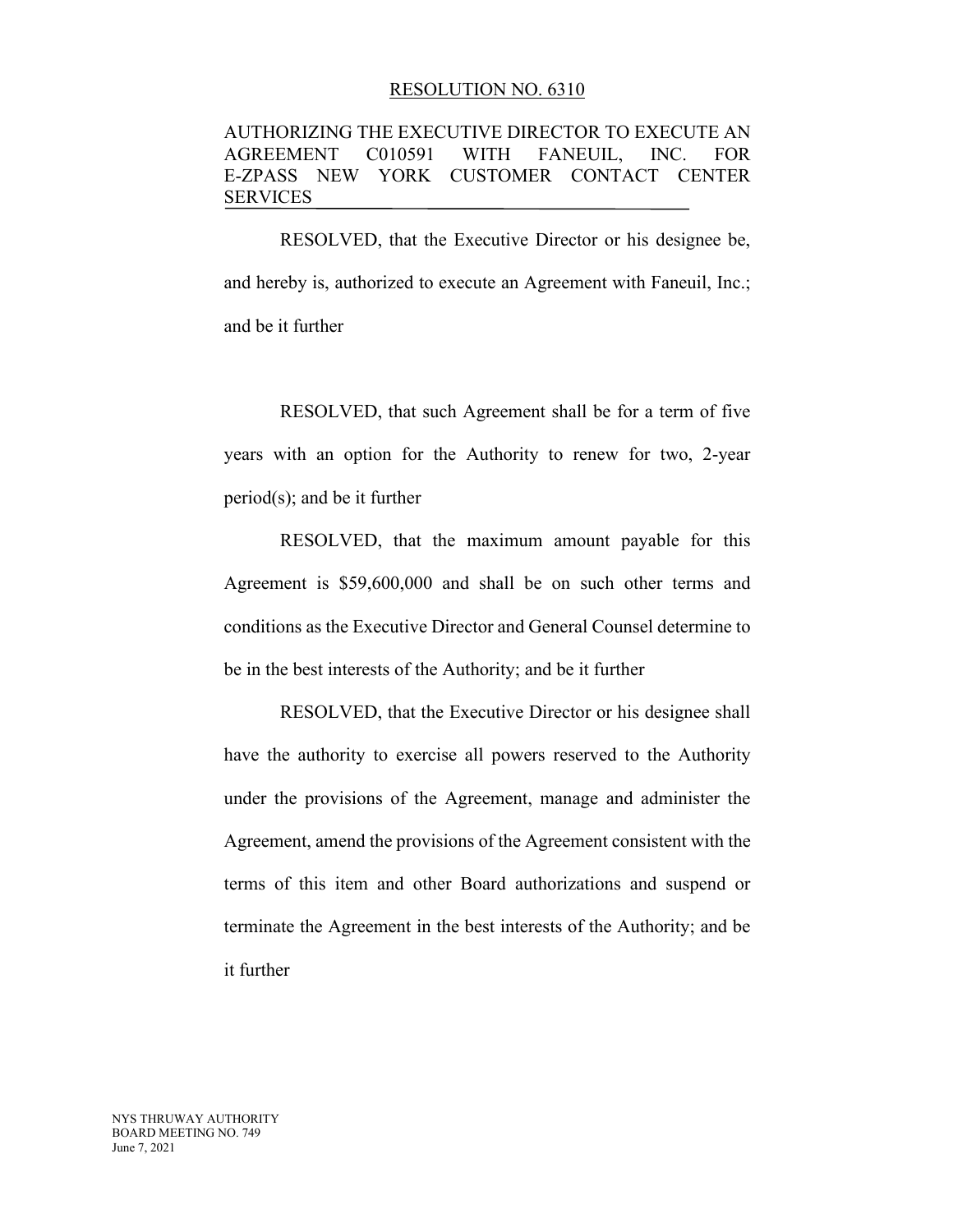RESOLUTION NO. 6310

AUTHORIZING THE EXECUTIVE DIRECTOR TO EXECUTE AN AGREEMENT C010591 WITH FANEUIL, INC. FOR E-ZPASS NEW YORK CUSTOMER CONTACT CENTER SERVICES

RESOLVED, that the Executive Director or his designee be, and hereby is, authorized to execute an Agreement with Faneuil, Inc.; and be it further

RESOLVED, that such Agreement shall be for a term of five years with an option for the Authority to renew for two, 2-year period(s); and be it further

RESOLVED, that the maximum amount payable for this Agreement is $59,600,000 and shall be on such other terms and conditions as the Executive Director and General Counsel determine to be in the best interests of the Authority; and be it further

RESOLVED, that the Executive Director or his designee shall have the authority to exercise all powers reserved to the Authority under the provisions of the Agreement, manage and administer the Agreement, amend the provisions of the Agreement consistent with the terms of this item and other Board authorizations and suspend or terminate the Agreement in the best interests of the Authority; and be it further

NYS THRUWAY AUTHORITY
BOARD MEETING NO. 749
June 7, 2021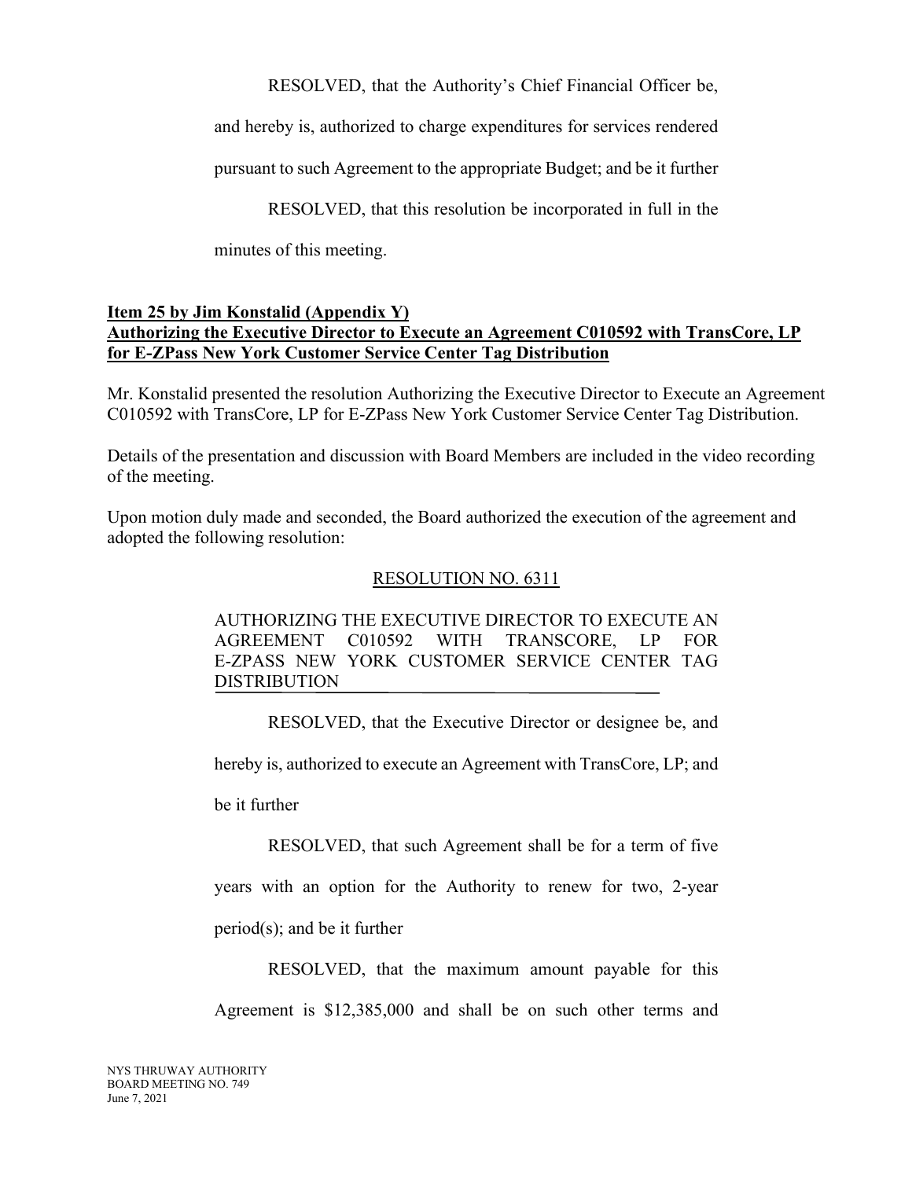RESOLVED, that the Authority's Chief Financial Officer be, and hereby is, authorized to charge expenditures for services rendered pursuant to such Agreement to the appropriate Budget; and be it further

RESOLVED, that this resolution be incorporated in full in the minutes of this meeting.

**Item 25 by Jim Konstalid (Appendix Y)**
**Authorizing the Executive Director to Execute an Agreement C010592 with TransCore, LP for E-ZPass New York Customer Service Center Tag Distribution**

Mr. Konstalid presented the resolution Authorizing the Executive Director to Execute an Agreement C010592 with TransCore, LP for E-ZPass New York Customer Service Center Tag Distribution.

Details of the presentation and discussion with Board Members are included in the video recording of the meeting.

Upon motion duly made and seconded, the Board authorized the execution of the agreement and adopted the following resolution:

RESOLUTION NO. 6311

AUTHORIZING THE EXECUTIVE DIRECTOR TO EXECUTE AN AGREEMENT C010592 WITH TRANSCORE, LP FOR E-ZPASS NEW YORK CUSTOMER SERVICE CENTER TAG DISTRIBUTION

RESOLVED, that the Executive Director or designee be, and hereby is, authorized to execute an Agreement with TransCore, LP; and be it further

RESOLVED, that such Agreement shall be for a term of five years with an option for the Authority to renew for two, 2-year period(s); and be it further

RESOLVED, that the maximum amount payable for this Agreement is $12,385,000 and shall be on such other terms and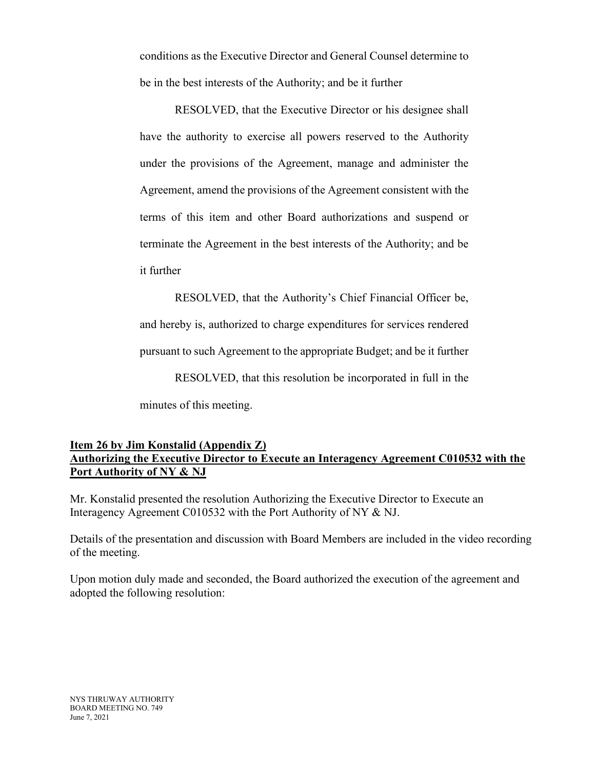conditions as the Executive Director and General Counsel determine to be in the best interests of the Authority; and be it further

RESOLVED, that the Executive Director or his designee shall have the authority to exercise all powers reserved to the Authority under the provisions of the Agreement, manage and administer the Agreement, amend the provisions of the Agreement consistent with the terms of this item and other Board authorizations and suspend or terminate the Agreement in the best interests of the Authority; and be it further

RESOLVED, that the Authority's Chief Financial Officer be, and hereby is, authorized to charge expenditures for services rendered pursuant to such Agreement to the appropriate Budget; and be it further

RESOLVED, that this resolution be incorporated in full in the minutes of this meeting.

**Item 26 by Jim Konstalid (Appendix Z)**
**Authorizing the Executive Director to Execute an Interagency Agreement C010532 with the Port Authority of NY & NJ**

Mr. Konstalid presented the resolution Authorizing the Executive Director to Execute an Interagency Agreement C010532 with the Port Authority of NY & NJ.

Details of the presentation and discussion with Board Members are included in the video recording of the meeting.

Upon motion duly made and seconded, the Board authorized the execution of the agreement and adopted the following resolution: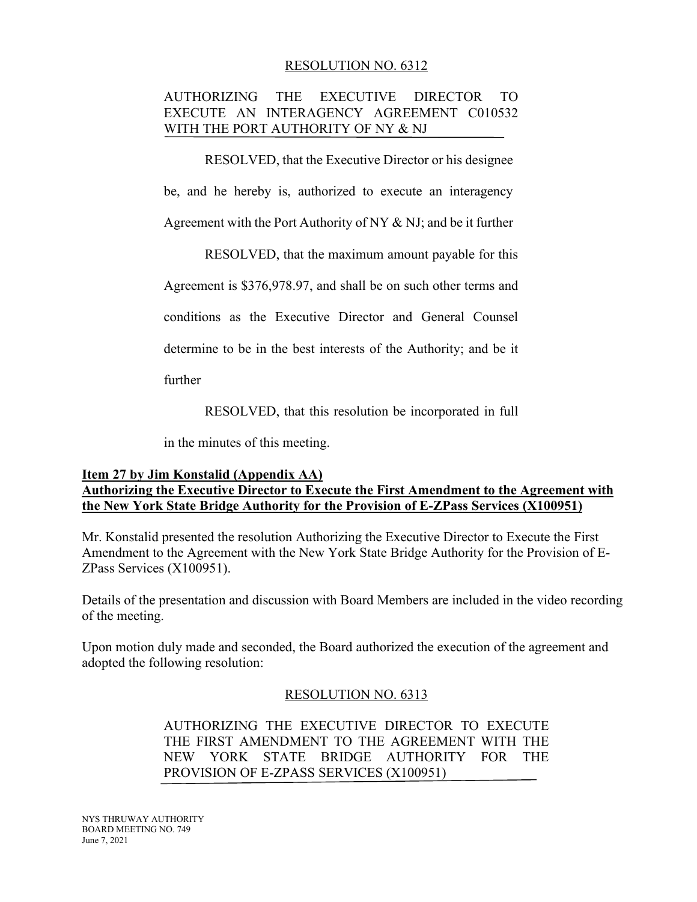RESOLUTION NO. 6312

AUTHORIZING THE EXECUTIVE DIRECTOR TO EXECUTE AN INTERAGENCY AGREEMENT C010532 WITH THE PORT AUTHORITY OF NY & NJ

RESOLVED, that the Executive Director or his designee be, and he hereby is, authorized to execute an interagency Agreement with the Port Authority of NY & NJ; and be it further

RESOLVED, that the maximum amount payable for this Agreement is $376,978.97, and shall be on such other terms and conditions as the Executive Director and General Counsel determine to be in the best interests of the Authority; and be it further

RESOLVED, that this resolution be incorporated in full in the minutes of this meeting.

**Item 27 by Jim Konstalid (Appendix AA)**
**Authorizing the Executive Director to Execute the First Amendment to the Agreement with the New York State Bridge Authority for the Provision of E-ZPass Services (X100951)**

Mr. Konstalid presented the resolution Authorizing the Executive Director to Execute the First Amendment to the Agreement with the New York State Bridge Authority for the Provision of E-ZPass Services (X100951).

Details of the presentation and discussion with Board Members are included in the video recording of the meeting.

Upon motion duly made and seconded, the Board authorized the execution of the agreement and adopted the following resolution:

RESOLUTION NO. 6313

AUTHORIZING THE EXECUTIVE DIRECTOR TO EXECUTE THE FIRST AMENDMENT TO THE AGREEMENT WITH THE NEW YORK STATE BRIDGE AUTHORITY FOR THE PROVISION OF E-ZPASS SERVICES (X100951)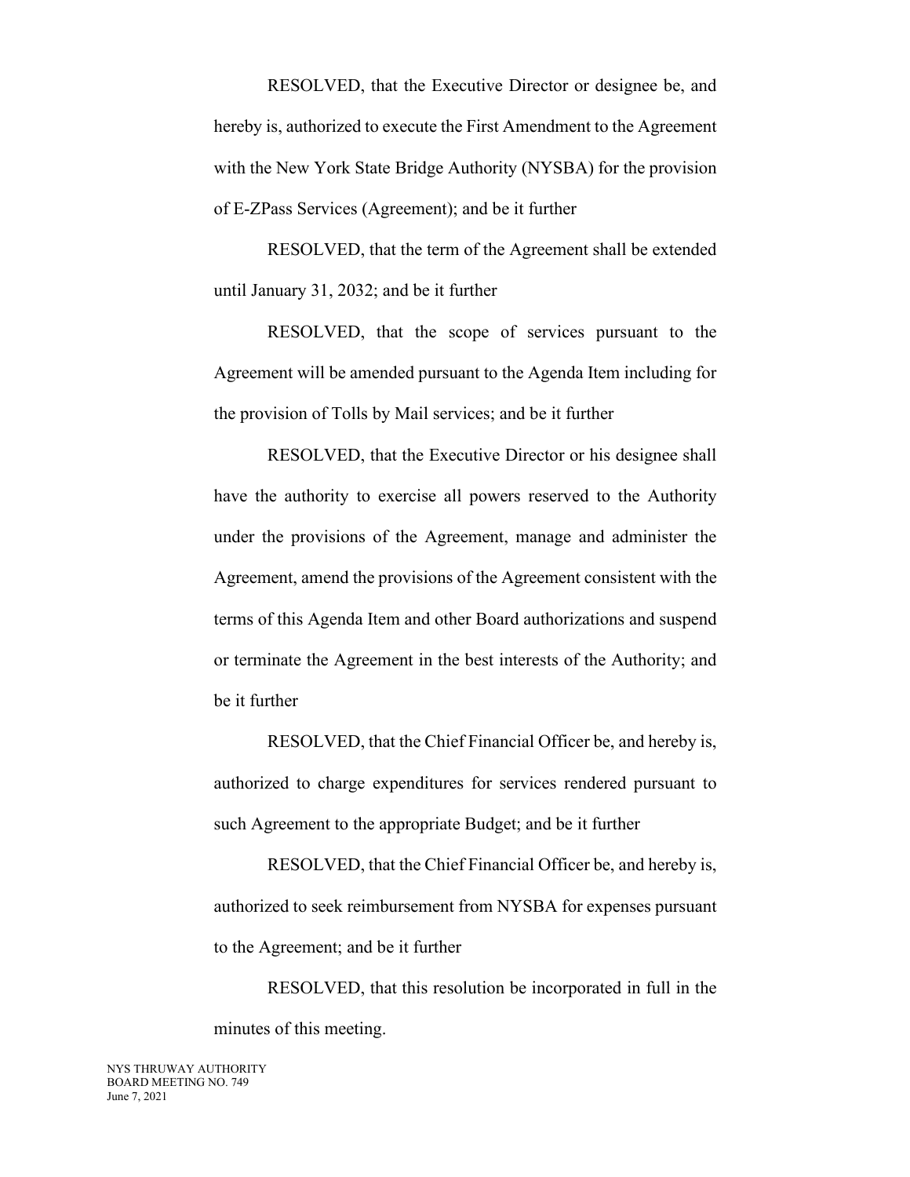RESOLVED, that the Executive Director or designee be, and hereby is, authorized to execute the First Amendment to the Agreement with the New York State Bridge Authority (NYSBA) for the provision of E-ZPass Services (Agreement); and be it further

RESOLVED, that the term of the Agreement shall be extended until January 31, 2032; and be it further

RESOLVED, that the scope of services pursuant to the Agreement will be amended pursuant to the Agenda Item including for the provision of Tolls by Mail services; and be it further

RESOLVED, that the Executive Director or his designee shall have the authority to exercise all powers reserved to the Authority under the provisions of the Agreement, manage and administer the Agreement, amend the provisions of the Agreement consistent with the terms of this Agenda Item and other Board authorizations and suspend or terminate the Agreement in the best interests of the Authority; and be it further

RESOLVED, that the Chief Financial Officer be, and hereby is, authorized to charge expenditures for services rendered pursuant to such Agreement to the appropriate Budget; and be it further

RESOLVED, that the Chief Financial Officer be, and hereby is, authorized to seek reimbursement from NYSBA for expenses pursuant to the Agreement; and be it further

RESOLVED, that this resolution be incorporated in full in the minutes of this meeting.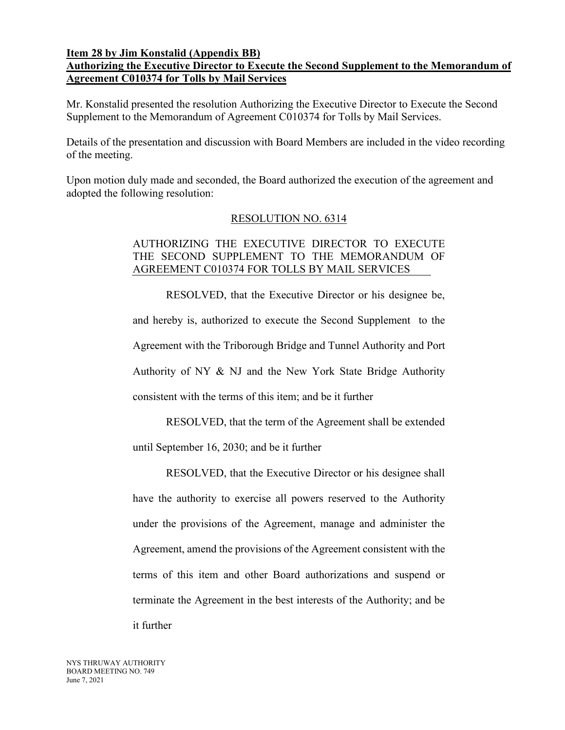**Item 28 by Jim Konstalid (Appendix BB)**
**Authorizing the Executive Director to Execute the Second Supplement to the Memorandum of Agreement C010374 for Tolls by Mail Services**

Mr. Konstalid presented the resolution Authorizing the Executive Director to Execute the Second Supplement to the Memorandum of Agreement C010374 for Tolls by Mail Services.

Details of the presentation and discussion with Board Members are included in the video recording of the meeting.

Upon motion duly made and seconded, the Board authorized the execution of the agreement and adopted the following resolution:

RESOLUTION NO. 6314

AUTHORIZING THE EXECUTIVE DIRECTOR TO EXECUTE THE SECOND SUPPLEMENT TO THE MEMORANDUM OF AGREEMENT C010374 FOR TOLLS BY MAIL SERVICES

RESOLVED, that the Executive Director or his designee be, and hereby is, authorized to execute the Second Supplement to the Agreement with the Triborough Bridge and Tunnel Authority and Port Authority of NY & NJ and the New York State Bridge Authority consistent with the terms of this item; and be it further

RESOLVED, that the term of the Agreement shall be extended until September 16, 2030; and be it further

RESOLVED, that the Executive Director or his designee shall have the authority to exercise all powers reserved to the Authority under the provisions of the Agreement, manage and administer the Agreement, amend the provisions of the Agreement consistent with the terms of this item and other Board authorizations and suspend or terminate the Agreement in the best interests of the Authority; and be it further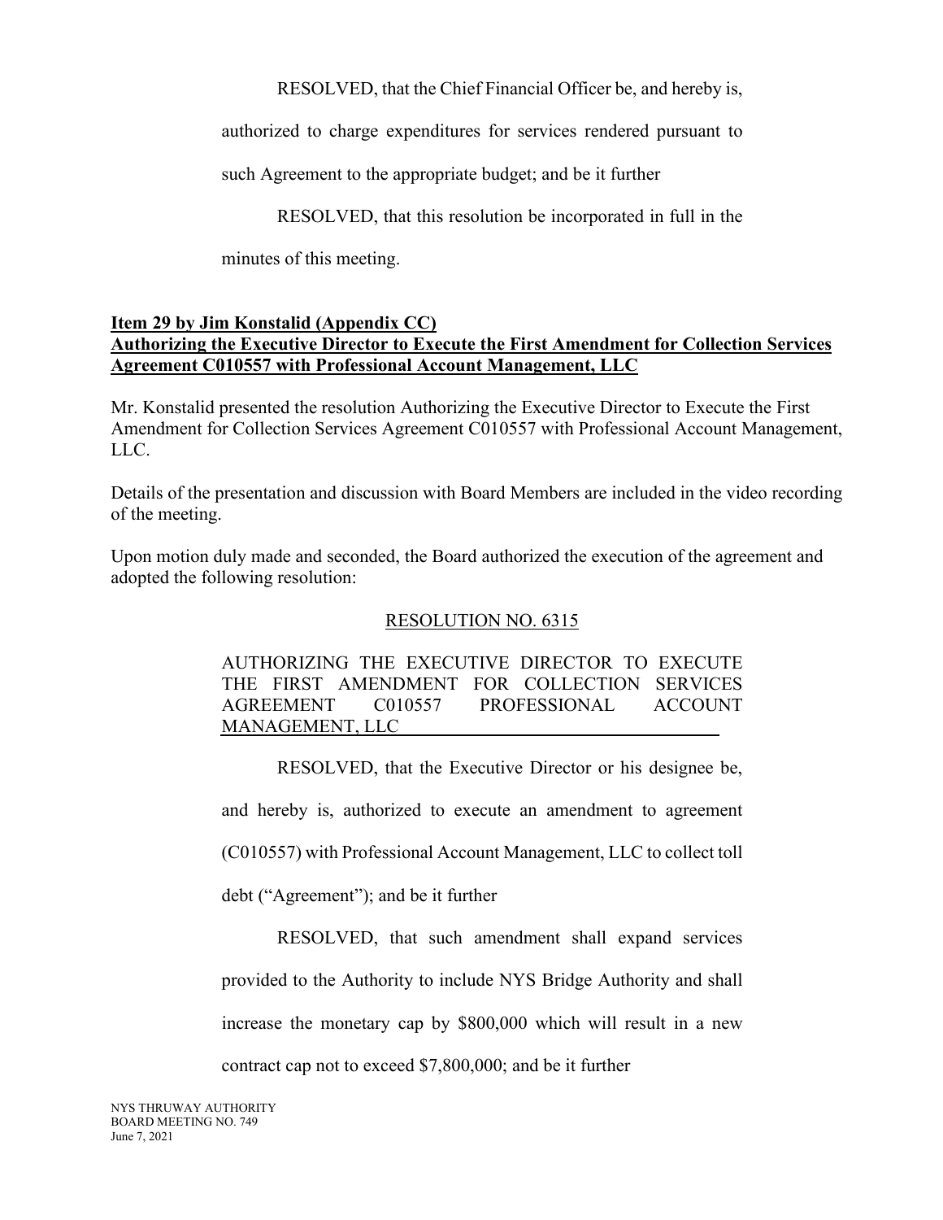RESOLVED, that the Chief Financial Officer be, and hereby is, authorized to charge expenditures for services rendered pursuant to such Agreement to the appropriate budget; and be it further

RESOLVED, that this resolution be incorporated in full in the minutes of this meeting.

**Item 29 by Jim Konstalid (Appendix CC)**
**Authorizing the Executive Director to Execute the First Amendment for Collection Services Agreement C010557 with Professional Account Management, LLC**

Mr. Konstalid presented the resolution Authorizing the Executive Director to Execute the First Amendment for Collection Services Agreement C010557 with Professional Account Management, LLC.

Details of the presentation and discussion with Board Members are included in the video recording of the meeting.

Upon motion duly made and seconded, the Board authorized the execution of the agreement and adopted the following resolution:

RESOLUTION NO. 6315

AUTHORIZING THE EXECUTIVE DIRECTOR TO EXECUTE THE FIRST AMENDMENT FOR COLLECTION SERVICES AGREEMENT C010557 PROFESSIONAL ACCOUNT MANAGEMENT, LLC

RESOLVED, that the Executive Director or his designee be, and hereby is, authorized to execute an amendment to agreement (C010557) with Professional Account Management, LLC to collect toll debt ("Agreement"); and be it further

RESOLVED, that such amendment shall expand services provided to the Authority to include NYS Bridge Authority and shall increase the monetary cap by $800,000 which will result in a new contract cap not to exceed $7,800,000; and be it further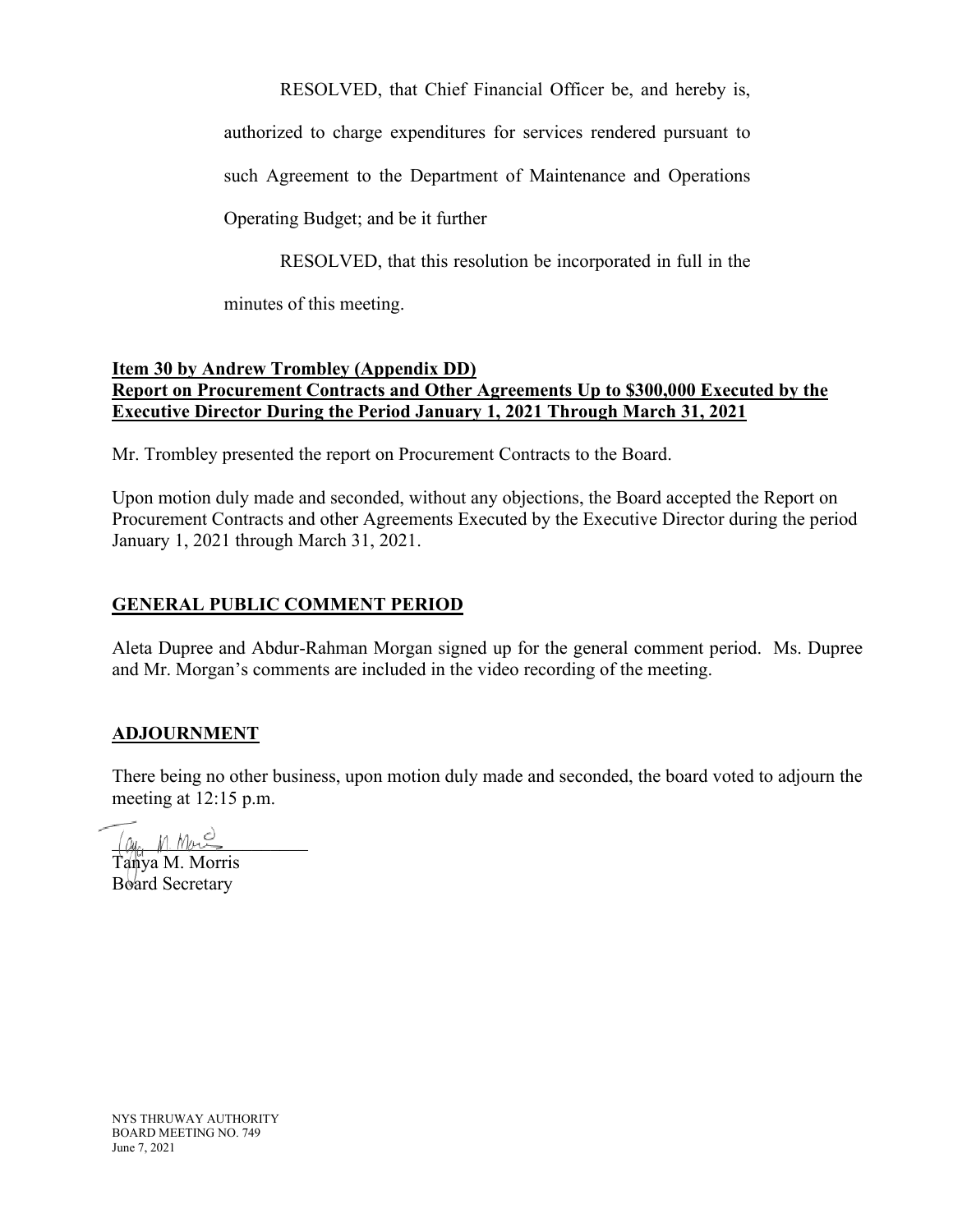RESOLVED, that Chief Financial Officer be, and hereby is, authorized to charge expenditures for services rendered pursuant to such Agreement to the Department of Maintenance and Operations Operating Budget; and be it further

RESOLVED, that this resolution be incorporated in full in the minutes of this meeting.

**Item 30 by Andrew Trombley (Appendix DD)**
**Report on Procurement Contracts and Other Agreements Up to $300,000 Executed by the Executive Director During the Period January 1, 2021 Through March 31, 2021**

Mr. Trombley presented the report on Procurement Contracts to the Board.

Upon motion duly made and seconded, without any objections, the Board accepted the Report on Procurement Contracts and other Agreements Executed by the Executive Director during the period January 1, 2021 through March 31, 2021.

## GENERAL PUBLIC COMMENT PERIOD

Aleta Dupree and Abdur-Rahman Morgan signed up for the general comment period. Ms. Dupree and Mr. Morgan's comments are included in the video recording of the meeting.

## ADJOURNMENT

There being no other business, upon motion duly made and seconded, the board voted to adjourn the meeting at 12:15 p.m.

Tanya M. Morris
Board Secretary

NYS THRUWAY AUTHORITY
BOARD MEETING NO. 749
June 7, 2021